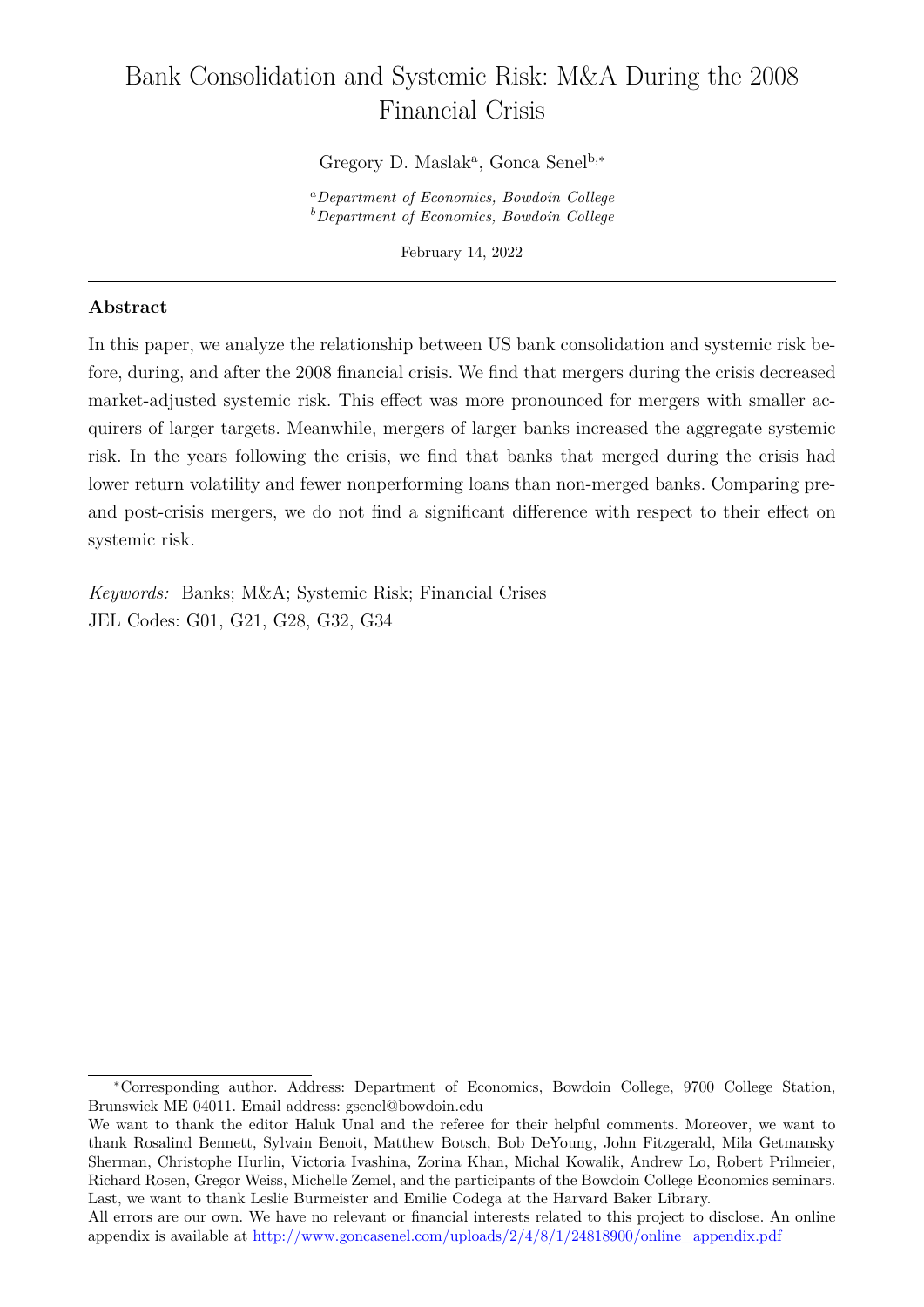# Bank Consolidation and Systemic Risk: M&A During the 2008 Financial Crisis

Gregory D. Maslak[a], Gonca Senel[b,*]

[a] *Department of Economics, Bowdoin College*
[b] *Department of Economics, Bowdoin College*

February 14, 2022

---

## Abstract

In this paper, we analyze the relationship between US bank consolidation and systemic risk before, during, and after the 2008 financial crisis. We find that mergers during the crisis decreased market-adjusted systemic risk. This effect was more pronounced for mergers with smaller acquirers of larger targets. Meanwhile, mergers of larger banks increased the aggregate systemic risk. In the years following the crisis, we find that banks that merged during the crisis had lower return volatility and fewer nonperforming loans than non-merged banks. Comparing pre- and post-crisis mergers, we do not find a significant difference with respect to their effect on systemic risk.

*Keywords:* Banks; M&A; Systemic Risk; Financial Crises
JEL Codes: G01, G21, G28, G32, G34

---

[*] Corresponding author. Address: Department of Economics, Bowdoin College, 9700 College Station, Brunswick ME 04011. Email address: gsenel@bowdoin.edu

We want to thank the editor Haluk Unal and the referee for their helpful comments. Moreover, we want to thank Rosalind Bennett, Sylvain Benoit, Matthew Botsch, Bob DeYoung, John Fitzgerald, Mila Getmansky Sherman, Christophe Hurlin, Victoria Ivashina, Zorina Khan, Michal Kowalik, Andrew Lo, Robert Prilmeier, Richard Rosen, Gregor Weiss, Michelle Zemel, and the participants of the Bowdoin College Economics seminars. Last, we want to thank Leslie Burmeister and Emilie Codega at the Harvard Baker Library.

All errors are our own. We have no relevant or financial interests related to this project to disclose. An online appendix is available at http://www.goncasenel.com/uploads/2/4/8/1/24818900/online_appendix.pdf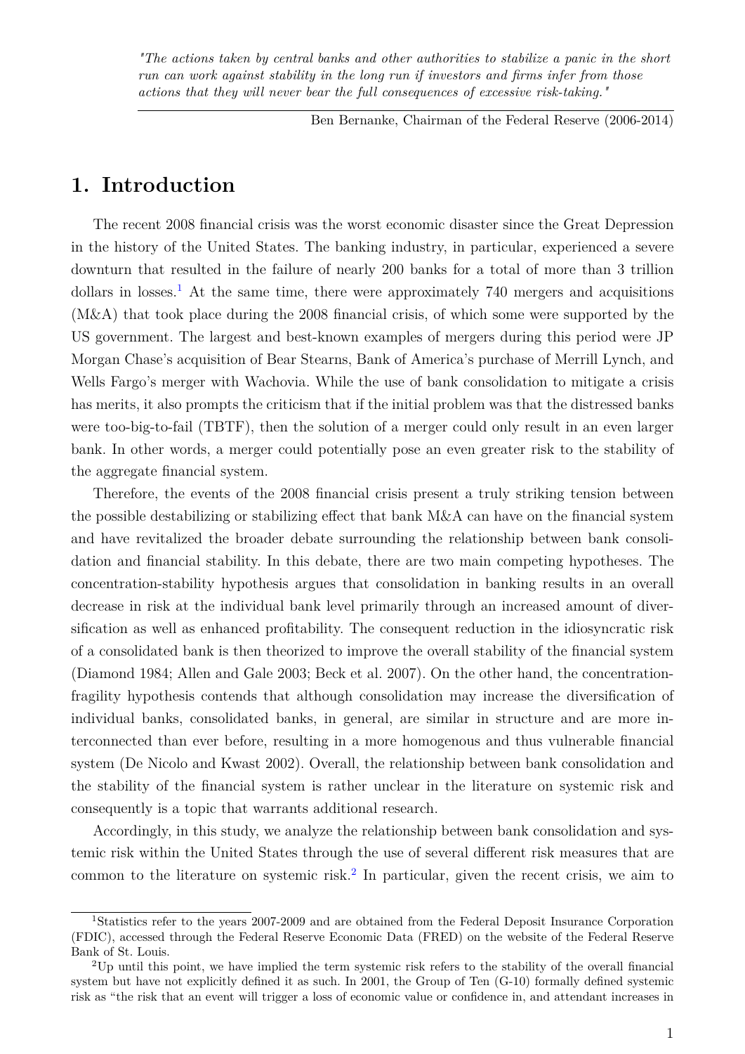*"The actions taken by central banks and other authorities to stabilize a panic in the short run can work against stability in the long run if investors and firms infer from those actions that they will never bear the full consequences of excessive risk-taking."*

Ben Bernanke, Chairman of the Federal Reserve (2006-2014)

## 1. Introduction

The recent 2008 financial crisis was the worst economic disaster since the Great Depression in the history of the United States. The banking industry, in particular, experienced a severe downturn that resulted in the failure of nearly 200 banks for a total of more than 3 trillion dollars in losses.[1] At the same time, there were approximately 740 mergers and acquisitions (M&A) that took place during the 2008 financial crisis, of which some were supported by the US government. The largest and best-known examples of mergers during this period were JP Morgan Chase's acquisition of Bear Stearns, Bank of America's purchase of Merrill Lynch, and Wells Fargo's merger with Wachovia. While the use of bank consolidation to mitigate a crisis has merits, it also prompts the criticism that if the initial problem was that the distressed banks were too-big-to-fail (TBTF), then the solution of a merger could only result in an even larger bank. In other words, a merger could potentially pose an even greater risk to the stability of the aggregate financial system.

Therefore, the events of the 2008 financial crisis present a truly striking tension between the possible destabilizing or stabilizing effect that bank M&A can have on the financial system and have revitalized the broader debate surrounding the relationship between bank consolidation and financial stability. In this debate, there are two main competing hypotheses. The concentration-stability hypothesis argues that consolidation in banking results in an overall decrease in risk at the individual bank level primarily through an increased amount of diversification as well as enhanced profitability. The consequent reduction in the idiosyncratic risk of a consolidated bank is then theorized to improve the overall stability of the financial system (Diamond 1984; Allen and Gale 2003; Beck et al. 2007). On the other hand, the concentration-fragility hypothesis contends that although consolidation may increase the diversification of individual banks, consolidated banks, in general, are similar in structure and are more interconnected than ever before, resulting in a more homogenous and thus vulnerable financial system (De Nicolo and Kwast 2002). Overall, the relationship between bank consolidation and the stability of the financial system is rather unclear in the literature on systemic risk and consequently is a topic that warrants additional research.

Accordingly, in this study, we analyze the relationship between bank consolidation and systemic risk within the United States through the use of several different risk measures that are common to the literature on systemic risk.[2] In particular, given the recent crisis, we aim to

[1] Statistics refer to the years 2007-2009 and are obtained from the Federal Deposit Insurance Corporation (FDIC), accessed through the Federal Reserve Economic Data (FRED) on the website of the Federal Reserve Bank of St. Louis.

[2] Up until this point, we have implied the term systemic risk refers to the stability of the overall financial system but have not explicitly defined it as such. In 2001, the Group of Ten (G-10) formally defined systemic risk as "the risk that an event will trigger a loss of economic value or confidence in, and attendant increases in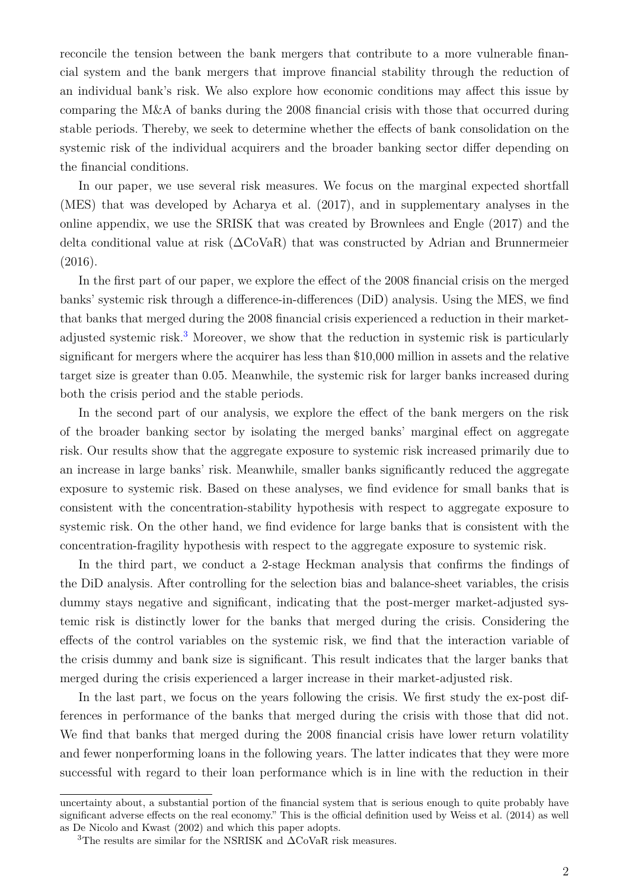reconcile the tension between the bank mergers that contribute to a more vulnerable financial system and the bank mergers that improve financial stability through the reduction of an individual bank's risk. We also explore how economic conditions may affect this issue by comparing the M&A of banks during the 2008 financial crisis with those that occurred during stable periods. Thereby, we seek to determine whether the effects of bank consolidation on the systemic risk of the individual acquirers and the broader banking sector differ depending on the financial conditions.

In our paper, we use several risk measures. We focus on the marginal expected shortfall (MES) that was developed by Acharya et al. (2017), and in supplementary analyses in the online appendix, we use the SRISK that was created by Brownlees and Engle (2017) and the delta conditional value at risk ($\Delta$CoVaR) that was constructed by Adrian and Brunnermeier (2016).

In the first part of our paper, we explore the effect of the 2008 financial crisis on the merged banks' systemic risk through a difference-in-differences (DiD) analysis. Using the MES, we find that banks that merged during the 2008 financial crisis experienced a reduction in their market-adjusted systemic risk.[3] Moreover, we show that the reduction in systemic risk is particularly significant for mergers where the acquirer has less than $10,000 million in assets and the relative target size is greater than 0.05. Meanwhile, the systemic risk for larger banks increased during both the crisis period and the stable periods.

In the second part of our analysis, we explore the effect of the bank mergers on the risk of the broader banking sector by isolating the merged banks' marginal effect on aggregate risk. Our results show that the aggregate exposure to systemic risk increased primarily due to an increase in large banks' risk. Meanwhile, smaller banks significantly reduced the aggregate exposure to systemic risk. Based on these analyses, we find evidence for small banks that is consistent with the concentration-stability hypothesis with respect to aggregate exposure to systemic risk. On the other hand, we find evidence for large banks that is consistent with the concentration-fragility hypothesis with respect to the aggregate exposure to systemic risk.

In the third part, we conduct a 2-stage Heckman analysis that confirms the findings of the DiD analysis. After controlling for the selection bias and balance-sheet variables, the crisis dummy stays negative and significant, indicating that the post-merger market-adjusted systemic risk is distinctly lower for the banks that merged during the crisis. Considering the effects of the control variables on the systemic risk, we find that the interaction variable of the crisis dummy and bank size is significant. This result indicates that the larger banks that merged during the crisis experienced a larger increase in their market-adjusted risk.

In the last part, we focus on the years following the crisis. We first study the ex-post differences in performance of the banks that merged during the crisis with those that did not. We find that banks that merged during the 2008 financial crisis have lower return volatility and fewer nonperforming loans in the following years. The latter indicates that they were more successful with regard to their loan performance which is in line with the reduction in their

---

uncertainty about, a substantial portion of the financial system that is serious enough to quite probably have significant adverse effects on the real economy." This is the official definition used by Weiss et al. (2014) as well as De Nicolo and Kwast (2002) and which this paper adopts.

[3] The results are similar for the NSRISK and $\Delta$CoVaR risk measures.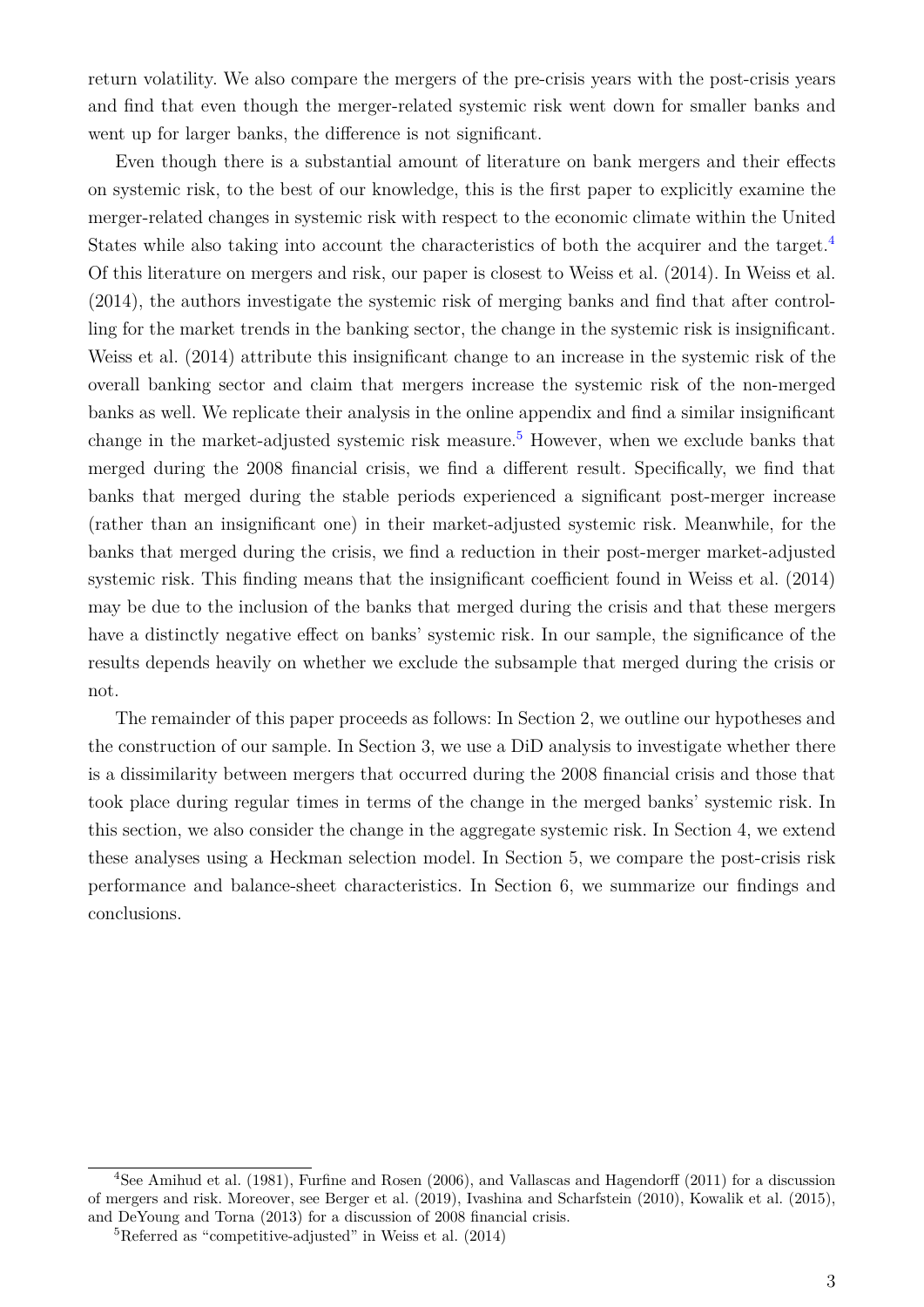return volatility. We also compare the mergers of the pre-crisis years with the post-crisis years and find that even though the merger-related systemic risk went down for smaller banks and went up for larger banks, the difference is not significant.

Even though there is a substantial amount of literature on bank mergers and their effects on systemic risk, to the best of our knowledge, this is the first paper to explicitly examine the merger-related changes in systemic risk with respect to the economic climate within the United States while also taking into account the characteristics of both the acquirer and the target.[4] Of this literature on mergers and risk, our paper is closest to Weiss et al. (2014). In Weiss et al. (2014), the authors investigate the systemic risk of merging banks and find that after controlling for the market trends in the banking sector, the change in the systemic risk is insignificant. Weiss et al. (2014) attribute this insignificant change to an increase in the systemic risk of the overall banking sector and claim that mergers increase the systemic risk of the non-merged banks as well. We replicate their analysis in the online appendix and find a similar insignificant change in the market-adjusted systemic risk measure.[5] However, when we exclude banks that merged during the 2008 financial crisis, we find a different result. Specifically, we find that banks that merged during the stable periods experienced a significant post-merger increase (rather than an insignificant one) in their market-adjusted systemic risk. Meanwhile, for the banks that merged during the crisis, we find a reduction in their post-merger market-adjusted systemic risk. This finding means that the insignificant coefficient found in Weiss et al. (2014) may be due to the inclusion of the banks that merged during the crisis and that these mergers have a distinctly negative effect on banks' systemic risk. In our sample, the significance of the results depends heavily on whether we exclude the subsample that merged during the crisis or not.

The remainder of this paper proceeds as follows: In Section 2, we outline our hypotheses and the construction of our sample. In Section 3, we use a DiD analysis to investigate whether there is a dissimilarity between mergers that occurred during the 2008 financial crisis and those that took place during regular times in terms of the change in the merged banks' systemic risk. In this section, we also consider the change in the aggregate systemic risk. In Section 4, we extend these analyses using a Heckman selection model. In Section 5, we compare the post-crisis risk performance and balance-sheet characteristics. In Section 6, we summarize our findings and conclusions.

---

[4] See Amihud et al. (1981), Furfine and Rosen (2006), and Vallascas and Hagendorff (2011) for a discussion of mergers and risk. Moreover, see Berger et al. (2019), Ivashina and Scharfstein (2010), Kowalik et al. (2015), and DeYoung and Torna (2013) for a discussion of 2008 financial crisis.

[5] Referred as "competitive-adjusted" in Weiss et al. (2014)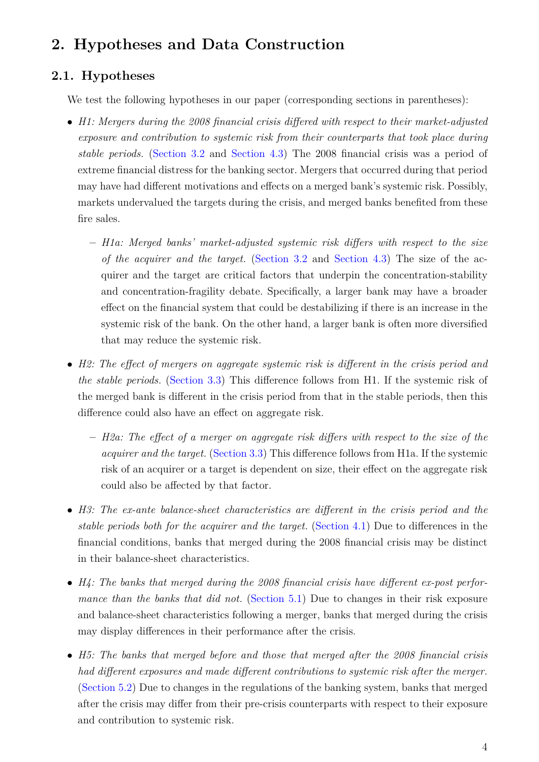## 2. Hypotheses and Data Construction

### 2.1. Hypotheses

We test the following hypotheses in our paper (corresponding sections in parentheses):

- *H1: Mergers during the 2008 financial crisis differed with respect to their market-adjusted exposure and contribution to systemic risk from their counterparts that took place during stable periods.* (Section 3.2 and Section 4.3) The 2008 financial crisis was a period of extreme financial distress for the banking sector. Mergers that occurred during that period may have had different motivations and effects on a merged bank's systemic risk. Possibly, markets undervalued the targets during the crisis, and merged banks benefited from these fire sales.
  - *H1a: Merged banks' market-adjusted systemic risk differs with respect to the size of the acquirer and the target.* (Section 3.2 and Section 4.3) The size of the acquirer and the target are critical factors that underpin the concentration-stability and concentration-fragility debate. Specifically, a larger bank may have a broader effect on the financial system that could be destabilizing if there is an increase in the systemic risk of the bank. On the other hand, a larger bank is often more diversified that may reduce the systemic risk.
- *H2: The effect of mergers on aggregate systemic risk is different in the crisis period and the stable periods.* (Section 3.3) This difference follows from H1. If the systemic risk of the merged bank is different in the crisis period from that in the stable periods, then this difference could also have an effect on aggregate risk.
  - *H2a: The effect of a merger on aggregate risk differs with respect to the size of the acquirer and the target.* (Section 3.3) This difference follows from H1a. If the systemic risk of an acquirer or a target is dependent on size, their effect on the aggregate risk could also be affected by that factor.
- *H3: The ex-ante balance-sheet characteristics are different in the crisis period and the stable periods both for the acquirer and the target.* (Section 4.1) Due to differences in the financial conditions, banks that merged during the 2008 financial crisis may be distinct in their balance-sheet characteristics.
- *H4: The banks that merged during the 2008 financial crisis have different ex-post performance than the banks that did not.* (Section 5.1) Due to changes in their risk exposure and balance-sheet characteristics following a merger, banks that merged during the crisis may display differences in their performance after the crisis.
- *H5: The banks that merged before and those that merged after the 2008 financial crisis had different exposures and made different contributions to systemic risk after the merger.* (Section 5.2) Due to changes in the regulations of the banking system, banks that merged after the crisis may differ from their pre-crisis counterparts with respect to their exposure and contribution to systemic risk.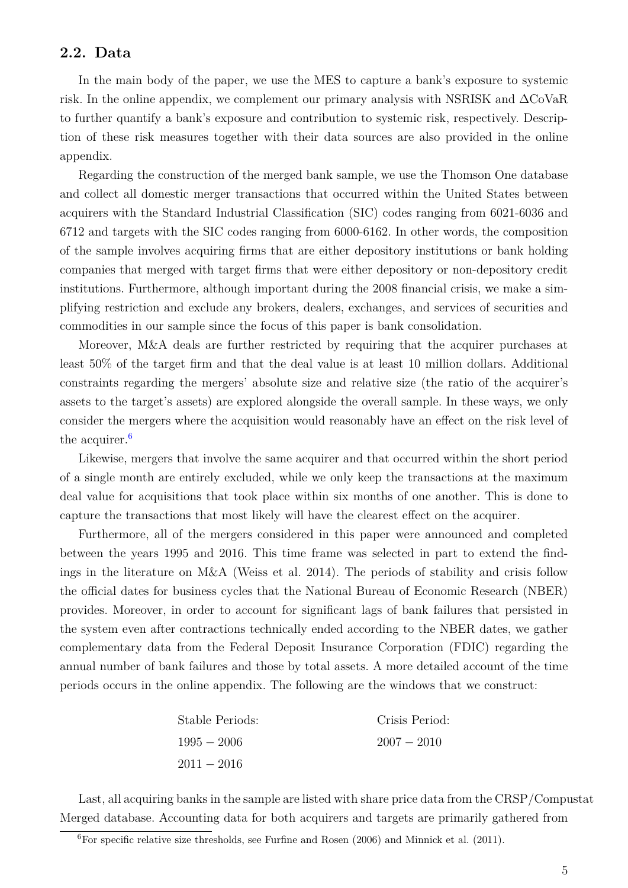### 2.2. Data

In the main body of the paper, we use the MES to capture a bank's exposure to systemic risk. In the online appendix, we complement our primary analysis with NSRISK and $\Delta$CoVaR to further quantify a bank's exposure and contribution to systemic risk, respectively. Description of these risk measures together with their data sources are also provided in the online appendix.

Regarding the construction of the merged bank sample, we use the Thomson One database and collect all domestic merger transactions that occurred within the United States between acquirers with the Standard Industrial Classification (SIC) codes ranging from 6021-6036 and 6712 and targets with the SIC codes ranging from 6000-6162. In other words, the composition of the sample involves acquiring firms that are either depository institutions or bank holding companies that merged with target firms that were either depository or non-depository credit institutions. Furthermore, although important during the 2008 financial crisis, we make a simplifying restriction and exclude any brokers, dealers, exchanges, and services of securities and commodities in our sample since the focus of this paper is bank consolidation.

Moreover, M&A deals are further restricted by requiring that the acquirer purchases at least 50% of the target firm and that the deal value is at least 10 million dollars. Additional constraints regarding the mergers' absolute size and relative size (the ratio of the acquirer's assets to the target's assets) are explored alongside the overall sample. In these ways, we only consider the mergers where the acquisition would reasonably have an effect on the risk level of the acquirer.[6]

Likewise, mergers that involve the same acquirer and that occurred within the short period of a single month are entirely excluded, while we only keep the transactions at the maximum deal value for acquisitions that took place within six months of one another. This is done to capture the transactions that most likely will have the clearest effect on the acquirer.

Furthermore, all of the mergers considered in this paper were announced and completed between the years 1995 and 2016. This time frame was selected in part to extend the findings in the literature on M&A (Weiss et al. 2014). The periods of stability and crisis follow the official dates for business cycles that the National Bureau of Economic Research (NBER) provides. Moreover, in order to account for significant lags of bank failures that persisted in the system even after contractions technically ended according to the NBER dates, we gather complementary data from the Federal Deposit Insurance Corporation (FDIC) regarding the annual number of bank failures and those by total assets. A more detailed account of the time periods occurs in the online appendix. The following are the windows that we construct:

| Stable Periods: | Crisis Period: |
|---|---|
| $1995 - 2006$ | $2007 - 2010$ |
| $2011 - 2016$ | |

Last, all acquiring banks in the sample are listed with share price data from the CRSP/Compustat Merged database. Accounting data for both acquirers and targets are primarily gathered from

[6] For specific relative size thresholds, see Furfine and Rosen (2006) and Minnick et al. (2011).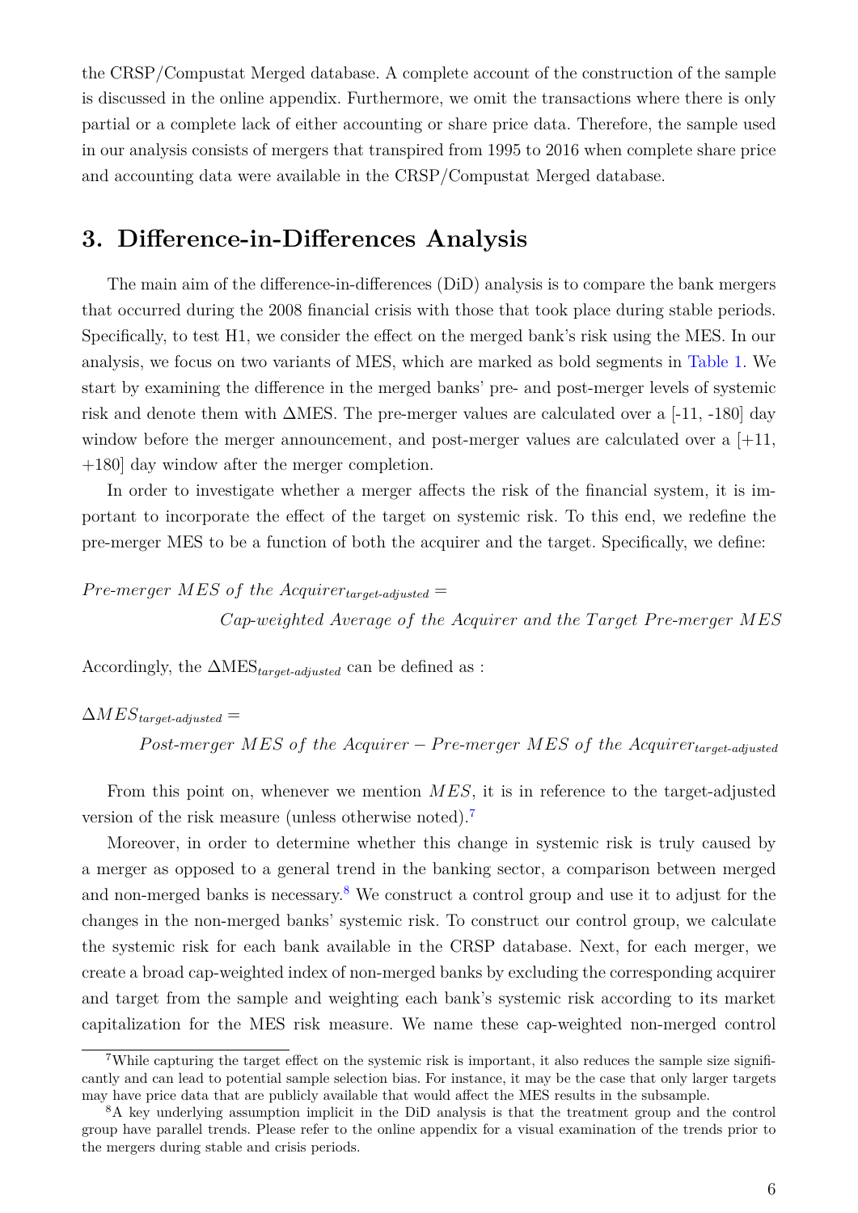the CRSP/Compustat Merged database. A complete account of the construction of the sample is discussed in the online appendix. Furthermore, we omit the transactions where there is only partial or a complete lack of either accounting or share price data. Therefore, the sample used in our analysis consists of mergers that transpired from 1995 to 2016 when complete share price and accounting data were available in the CRSP/Compustat Merged database.

## 3. Difference-in-Differences Analysis

The main aim of the difference-in-differences (DiD) analysis is to compare the bank mergers that occurred during the 2008 financial crisis with those that took place during stable periods. Specifically, to test H1, we consider the effect on the merged bank's risk using the MES. In our analysis, we focus on two variants of MES, which are marked as bold segments in Table 1. We start by examining the difference in the merged banks' pre- and post-merger levels of systemic risk and denote them with $\Delta$MES. The pre-merger values are calculated over a [-11, -180] day window before the merger announcement, and post-merger values are calculated over a [+11, +180] day window after the merger completion.

In order to investigate whether a merger affects the risk of the financial system, it is important to incorporate the effect of the target on systemic risk. To this end, we redefine the pre-merger MES to be a function of both the acquirer and the target. Specifically, we define:

$$\textit{Pre-merger MES of the Acquirer}_{\textit{target-adjusted}} = \textit{Cap-weighted Average of the Acquirer and the Target Pre-merger MES}$$

Accordingly, the $\Delta \text{MES}_{\textit{target-adjusted}}$ can be defined as :

$$\Delta MES_{\textit{target-adjusted}} = \textit{Post-merger MES of the Acquirer} - \textit{Pre-merger MES of the Acquirer}_{\textit{target-adjusted}}$$

From this point on, whenever we mention $MES$, it is in reference to the target-adjusted version of the risk measure (unless otherwise noted).[7]

Moreover, in order to determine whether this change in systemic risk is truly caused by a merger as opposed to a general trend in the banking sector, a comparison between merged and non-merged banks is necessary.[8] We construct a control group and use it to adjust for the changes in the non-merged banks' systemic risk. To construct our control group, we calculate the systemic risk for each bank available in the CRSP database. Next, for each merger, we create a broad cap-weighted index of non-merged banks by excluding the corresponding acquirer and target from the sample and weighting each bank's systemic risk according to its market capitalization for the MES risk measure. We name these cap-weighted non-merged control

[7] While capturing the target effect on the systemic risk is important, it also reduces the sample size significantly and can lead to potential sample selection bias. For instance, it may be the case that only larger targets may have price data that are publicly available that would affect the MES results in the subsample.

[8] A key underlying assumption implicit in the DiD analysis is that the treatment group and the control group have parallel trends. Please refer to the online appendix for a visual examination of the trends prior to the mergers during stable and crisis periods.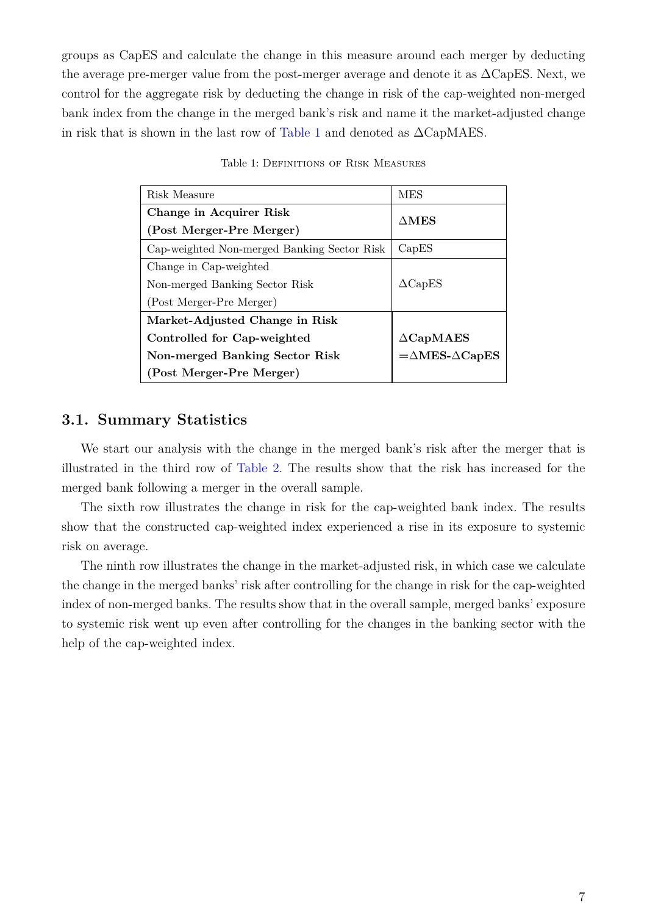groups as CapES and calculate the change in this measure around each merger by deducting the average pre-merger value from the post-merger average and denote it as ΔCapES. Next, we control for the aggregate risk by deducting the change in risk of the cap-weighted non-merged bank index from the change in the merged bank's risk and name it the market-adjusted change in risk that is shown in the last row of Table 1 and denoted as ΔCapMAES.

Table 1: Definitions of Risk Measures

| Risk Measure | MES |
|---|---|
| **Change in Acquirer Risk (Post Merger-Pre Merger)** | **ΔMES** |
| Cap-weighted Non-merged Banking Sector Risk | CapES |
| Change in Cap-weighted Non-merged Banking Sector Risk (Post Merger-Pre Merger) | ΔCapES |
| **Market-Adjusted Change in Risk Controlled for Cap-weighted Non-merged Banking Sector Risk (Post Merger-Pre Merger)** | **ΔCapMAES =ΔMES-ΔCapES** |

## 3.1. Summary Statistics

We start our analysis with the change in the merged bank's risk after the merger that is illustrated in the third row of Table 2. The results show that the risk has increased for the merged bank following a merger in the overall sample.

The sixth row illustrates the change in risk for the cap-weighted bank index. The results show that the constructed cap-weighted index experienced a rise in its exposure to systemic risk on average.

The ninth row illustrates the change in the market-adjusted risk, in which case we calculate the change in the merged banks' risk after controlling for the change in risk for the cap-weighted index of non-merged banks. The results show that in the overall sample, merged banks' exposure to systemic risk went up even after controlling for the changes in the banking sector with the help of the cap-weighted index.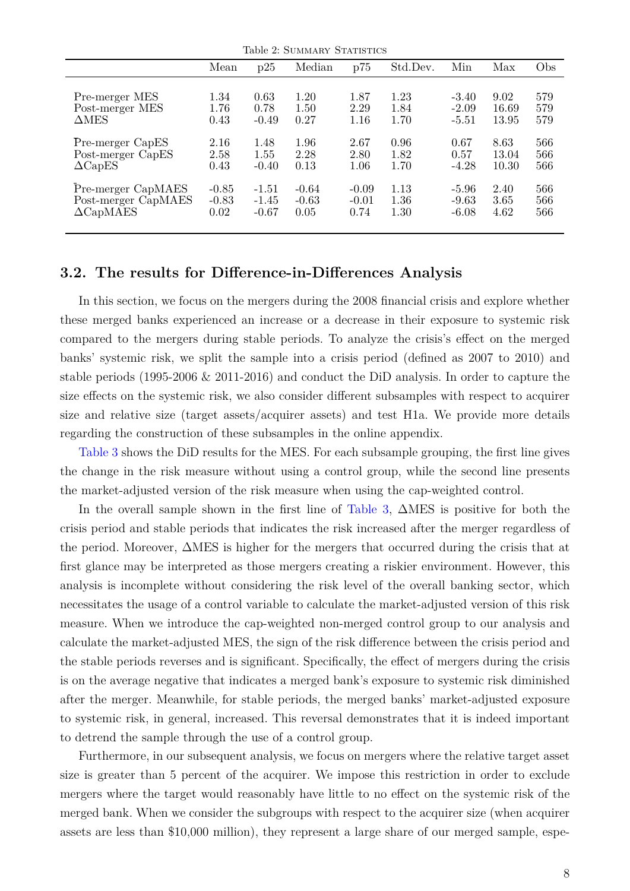Table 2: Summary Statistics

| | Mean | p25 | Median | p75 | Std.Dev. | Min | Max | Obs |
|---|---|---|---|---|---|---|---|---|
| Pre-merger MES | 1.34 | 0.63 | 1.20 | 1.87 | 1.23 | -3.40 | 9.02 | 579 |
| Post-merger MES | 1.76 | 0.78 | 1.50 | 2.29 | 1.84 | -2.09 | 16.69 | 579 |
| $\Delta$MES | 0.43 | -0.49 | 0.27 | 1.16 | 1.70 | -5.51 | 13.95 | 579 |
| Pre-merger CapES | 2.16 | 1.48 | 1.96 | 2.67 | 0.96 | 0.67 | 8.63 | 566 |
| Post-merger CapES | 2.58 | 1.55 | 2.28 | 2.80 | 1.82 | 0.57 | 13.04 | 566 |
| $\Delta$CapES | 0.43 | -0.40 | 0.13 | 1.06 | 1.70 | -4.28 | 10.30 | 566 |
| Pre-merger CapMAES | -0.85 | -1.51 | -0.64 | -0.09 | 1.13 | -5.96 | 2.40 | 566 |
| Post-merger CapMAES | -0.83 | -1.45 | -0.63 | -0.01 | 1.36 | -9.63 | 3.65 | 566 |
| $\Delta$CapMAES | 0.02 | -0.67 | 0.05 | 0.74 | 1.30 | -6.08 | 4.62 | 566 |

### 3.2. The results for Difference-in-Differences Analysis

In this section, we focus on the mergers during the 2008 financial crisis and explore whether these merged banks experienced an increase or a decrease in their exposure to systemic risk compared to the mergers during stable periods. To analyze the crisis's effect on the merged banks' systemic risk, we split the sample into a crisis period (defined as 2007 to 2010) and stable periods (1995-2006 & 2011-2016) and conduct the DiD analysis. In order to capture the size effects on the systemic risk, we also consider different subsamples with respect to acquirer size and relative size (target assets/acquirer assets) and test H1a. We provide more details regarding the construction of these subsamples in the online appendix.

Table 3 shows the DiD results for the MES. For each subsample grouping, the first line gives the change in the risk measure without using a control group, while the second line presents the market-adjusted version of the risk measure when using the cap-weighted control.

In the overall sample shown in the first line of Table 3, $\Delta$MES is positive for both the crisis period and stable periods that indicates the risk increased after the merger regardless of the period. Moreover, $\Delta$MES is higher for the mergers that occurred during the crisis that at first glance may be interpreted as those mergers creating a riskier environment. However, this analysis is incomplete without considering the risk level of the overall banking sector, which necessitates the usage of a control variable to calculate the market-adjusted version of this risk measure. When we introduce the cap-weighted non-merged control group to our analysis and calculate the market-adjusted MES, the sign of the risk difference between the crisis period and the stable periods reverses and is significant. Specifically, the effect of mergers during the crisis is on the average negative that indicates a merged bank's exposure to systemic risk diminished after the merger. Meanwhile, for stable periods, the merged banks' market-adjusted exposure to systemic risk, in general, increased. This reversal demonstrates that it is indeed important to detrend the sample through the use of a control group.

Furthermore, in our subsequent analysis, we focus on mergers where the relative target asset size is greater than 5 percent of the acquirer. We impose this restriction in order to exclude mergers where the target would reasonably have little to no effect on the systemic risk of the merged bank. When we consider the subgroups with respect to the acquirer size (when acquirer assets are less than \$10,000 million), they represent a large share of our merged sample, espe-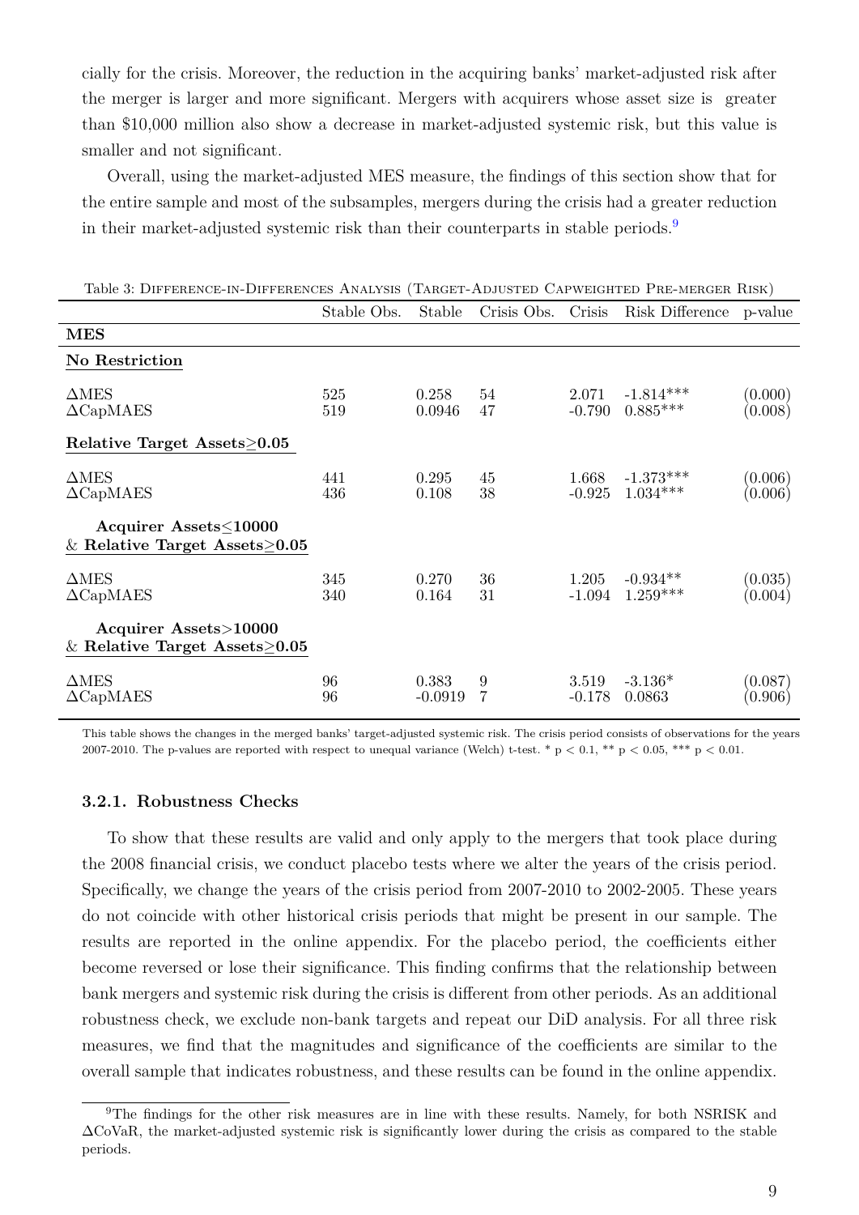cially for the crisis. Moreover, the reduction in the acquiring banks' market-adjusted risk after the merger is larger and more significant. Mergers with acquirers whose asset size is greater than \$10,000 million also show a decrease in market-adjusted systemic risk, but this value is smaller and not significant.

Overall, using the market-adjusted MES measure, the findings of this section show that for the entire sample and most of the subsamples, mergers during the crisis had a greater reduction in their market-adjusted systemic risk than their counterparts in stable periods.[9]

Table 3: Difference-in-Differences Analysis (Target-Adjusted Capweighted Pre-merger Risk)

| | Stable Obs. | Stable | Crisis Obs. | Crisis | Risk Difference | p-value |
|---|---|---|---|---|---|---|
| **MES** | | | | | | |
| **No Restriction** | | | | | | |
| $\Delta$MES | 525 | 0.258 | 54 | 2.071 | -1.814*** | (0.000) |
| $\Delta$CapMAES | 519 | 0.0946 | 47 | -0.790 | 0.885*** | (0.008) |
| **Relative Target Assets≥0.05** | | | | | | |
| $\Delta$MES | 441 | 0.295 | 45 | 1.668 | -1.373*** | (0.006) |
| $\Delta$CapMAES | 436 | 0.108 | 38 | -0.925 | 1.034*** | (0.006) |
| **Acquirer Assets≤10000 & Relative Target Assets≥0.05** | | | | | | |
| $\Delta$MES | 345 | 0.270 | 36 | 1.205 | -0.934** | (0.035) |
| $\Delta$CapMAES | 340 | 0.164 | 31 | -1.094 | 1.259*** | (0.004) |
| **Acquirer Assets>10000 & Relative Target Assets≥0.05** | | | | | | |
| $\Delta$MES | 96 | 0.383 | 9 | 3.519 | -3.136* | (0.087) |
| $\Delta$CapMAES | 96 | -0.0919 | 7 | -0.178 | 0.0863 | (0.906) |

This table shows the changes in the merged banks' target-adjusted systemic risk. The crisis period consists of observations for the years 2007-2010. The p-values are reported with respect to unequal variance (Welch) t-test. * $p < 0.1$, ** $p < 0.05$, *** $p < 0.01$.

### 3.2.1. Robustness Checks

To show that these results are valid and only apply to the mergers that took place during the 2008 financial crisis, we conduct placebo tests where we alter the years of the crisis period. Specifically, we change the years of the crisis period from 2007-2010 to 2002-2005. These years do not coincide with other historical crisis periods that might be present in our sample. The results are reported in the online appendix. For the placebo period, the coefficients either become reversed or lose their significance. This finding confirms that the relationship between bank mergers and systemic risk during the crisis is different from other periods. As an additional robustness check, we exclude non-bank targets and repeat our DiD analysis. For all three risk measures, we find that the magnitudes and significance of the coefficients are similar to the overall sample that indicates robustness, and these results can be found in the online appendix.

[9] The findings for the other risk measures are in line with these results. Namely, for both NSRISK and $\Delta$CoVaR, the market-adjusted systemic risk is significantly lower during the crisis as compared to the stable periods.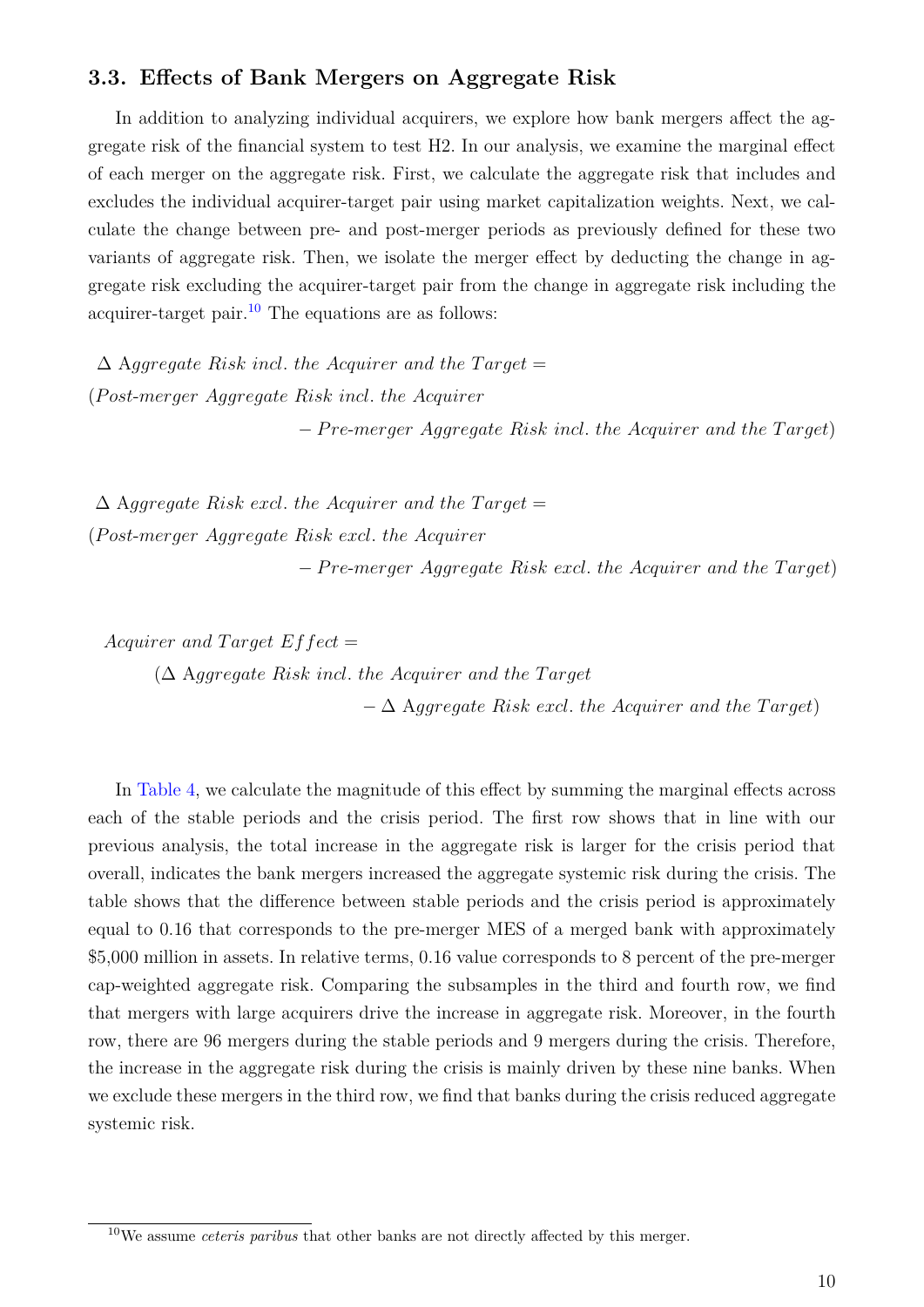### 3.3. Effects of Bank Mergers on Aggregate Risk

In addition to analyzing individual acquirers, we explore how bank mergers affect the aggregate risk of the financial system to test H2. In our analysis, we examine the marginal effect of each merger on the aggregate risk. First, we calculate the aggregate risk that includes and excludes the individual acquirer-target pair using market capitalization weights. Next, we calculate the change between pre- and post-merger periods as previously defined for these two variants of aggregate risk. Then, we isolate the merger effect by deducting the change in aggregate risk excluding the acquirer-target pair from the change in aggregate risk including the acquirer-target pair.[10] The equations are as follows:

$$
\begin{aligned}
&\Delta\ Aggregate\ Risk\ incl.\ the\ Acquirer\ and\ the\ Target = \\
&(Post\text{-}merger\ Aggregate\ Risk\ incl.\ the\ Acquirer \\
&\qquad - Pre\text{-}merger\ Aggregate\ Risk\ incl.\ the\ Acquirer\ and\ the\ Target)
\end{aligned}
$$

$$
\begin{aligned}
&\Delta\ Aggregate\ Risk\ excl.\ the\ Acquirer\ and\ the\ Target = \\
&(Post\text{-}merger\ Aggregate\ Risk\ excl.\ the\ Acquirer \\
&\qquad - Pre\text{-}merger\ Aggregate\ Risk\ excl.\ the\ Acquirer\ and\ the\ Target)
\end{aligned}
$$

$$
\begin{aligned}
&Acquirer\ and\ Target\ Effect = \\
&\quad (\Delta\ Aggregate\ Risk\ incl.\ the\ Acquirer\ and\ the\ Target \\
&\qquad - \Delta\ Aggregate\ Risk\ excl.\ the\ Acquirer\ and\ the\ Target)
\end{aligned}
$$

In Table 4, we calculate the magnitude of this effect by summing the marginal effects across each of the stable periods and the crisis period. The first row shows that in line with our previous analysis, the total increase in the aggregate risk is larger for the crisis period that overall, indicates the bank mergers increased the aggregate systemic risk during the crisis. The table shows that the difference between stable periods and the crisis period is approximately equal to 0.16 that corresponds to the pre-merger MES of a merged bank with approximately \$5,000 million in assets. In relative terms, 0.16 value corresponds to 8 percent of the pre-merger cap-weighted aggregate risk. Comparing the subsamples in the third and fourth row, we find that mergers with large acquirers drive the increase in aggregate risk. Moreover, in the fourth row, there are 96 mergers during the stable periods and 9 mergers during the crisis. Therefore, the increase in the aggregate risk during the crisis is mainly driven by these nine banks. When we exclude these mergers in the third row, we find that banks during the crisis reduced aggregate systemic risk.

[10] We assume *ceteris paribus* that other banks are not directly affected by this merger.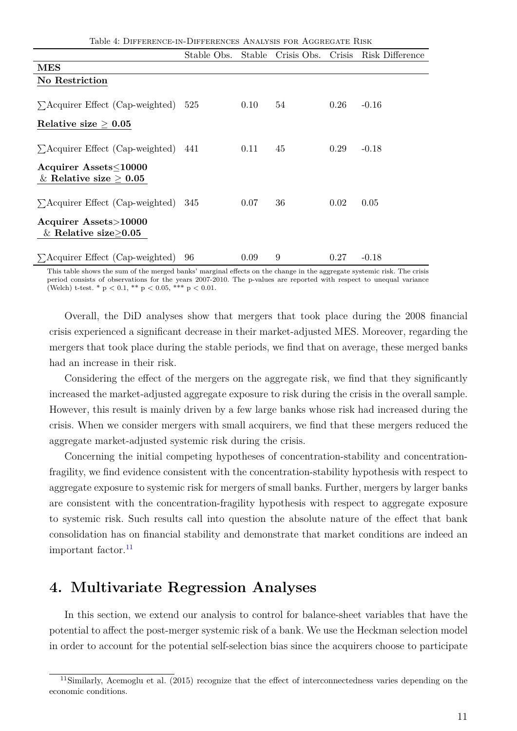Table 4: Difference-in-Differences Analysis for Aggregate Risk

| | Stable Obs. | Stable | Crisis Obs. | Crisis | Risk Difference |
|---|---|---|---|---|---|
| **MES** | | | | | |
| **No Restriction** | | | | | |
| $\sum$Acquirer Effect (Cap-weighted) | 525 | 0.10 | 54 | 0.26 | -0.16 |
| **Relative size $\geq$ 0.05** | | | | | |
| $\sum$Acquirer Effect (Cap-weighted) | 441 | 0.11 | 45 | 0.29 | -0.18 |
| **Acquirer Assets$\leq$10000 & Relative size $\geq$ 0.05** | | | | | |
| $\sum$Acquirer Effect (Cap-weighted) | 345 | 0.07 | 36 | 0.02 | 0.05 |
| **Acquirer Assets>10000 & Relative size$\geq$0.05** | | | | | |
| $\sum$Acquirer Effect (Cap-weighted) | 96 | 0.09 | 9 | 0.27 | -0.18 |

This table shows the sum of the merged banks' marginal effects on the change in the aggregate systemic risk. The crisis period consists of observations for the years 2007-2010. The p-values are reported with respect to unequal variance (Welch) t-test. * $p < 0.1$, ** $p < 0.05$, *** $p < 0.01$.

Overall, the DiD analyses show that mergers that took place during the 2008 financial crisis experienced a significant decrease in their market-adjusted MES. Moreover, regarding the mergers that took place during the stable periods, we find that on average, these merged banks had an increase in their risk.

Considering the effect of the mergers on the aggregate risk, we find that they significantly increased the market-adjusted aggregate exposure to risk during the crisis in the overall sample. However, this result is mainly driven by a few large banks whose risk had increased during the crisis. When we consider mergers with small acquirers, we find that these mergers reduced the aggregate market-adjusted systemic risk during the crisis.

Concerning the initial competing hypotheses of concentration-stability and concentration-fragility, we find evidence consistent with the concentration-stability hypothesis with respect to aggregate exposure to systemic risk for mergers of small banks. Further, mergers by larger banks are consistent with the concentration-fragility hypothesis with respect to aggregate exposure to systemic risk. Such results call into question the absolute nature of the effect that bank consolidation has on financial stability and demonstrate that market conditions are indeed an important factor.[11]

## 4. Multivariate Regression Analyses

In this section, we extend our analysis to control for balance-sheet variables that have the potential to affect the post-merger systemic risk of a bank. We use the Heckman selection model in order to account for the potential self-selection bias since the acquirers choose to participate

[11] Similarly, Acemoglu et al. (2015) recognize that the effect of interconnectedness varies depending on the economic conditions.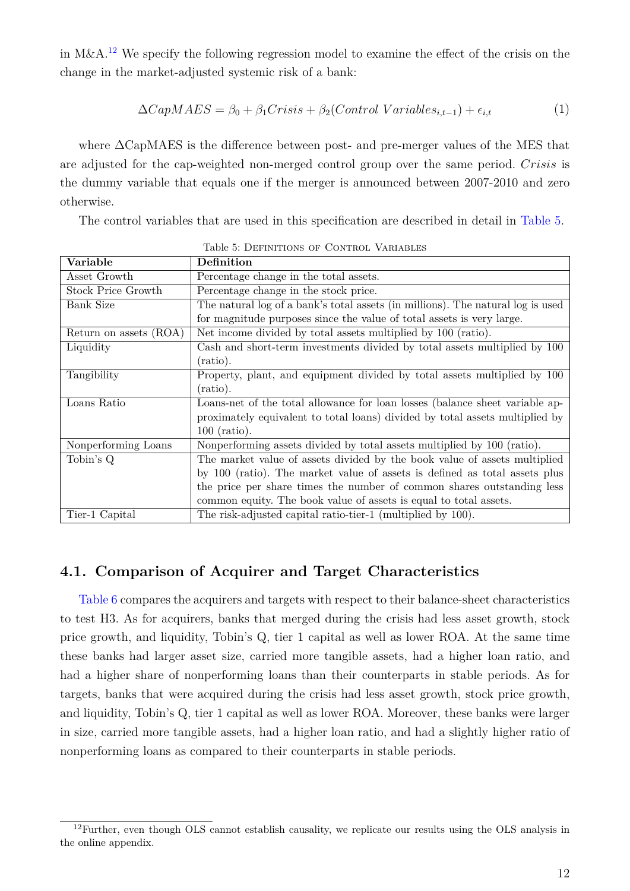in M&A.[12] We specify the following regression model to examine the effect of the crisis on the change in the market-adjusted systemic risk of a bank:

$$\Delta CapMAES = \beta_0 + \beta_1 Crisis + \beta_2(Control\ Variables_{i,t-1}) + \epsilon_{i,t} \tag{1}$$

where ΔCapMAES is the difference between post- and pre-merger values of the MES that are adjusted for the cap-weighted non-merged control group over the same period. *Crisis* is the dummy variable that equals one if the merger is announced between 2007-2010 and zero otherwise.

The control variables that are used in this specification are described in detail in Table 5.

Table 5: Definitions of Control Variables

| Variable | Definition |
|---|---|
| Asset Growth | Percentage change in the total assets. |
| Stock Price Growth | Percentage change in the stock price. |
| Bank Size | The natural log of a bank's total assets (in millions). The natural log is used for magnitude purposes since the value of total assets is very large. |
| Return on assets (ROA) | Net income divided by total assets multiplied by 100 (ratio). |
| Liquidity | Cash and short-term investments divided by total assets multiplied by 100 (ratio). |
| Tangibility | Property, plant, and equipment divided by total assets multiplied by 100 (ratio). |
| Loans Ratio | Loans-net of the total allowance for loan losses (balance sheet variable approximately equivalent to total loans) divided by total assets multiplied by 100 (ratio). |
| Nonperforming Loans | Nonperforming assets divided by total assets multiplied by 100 (ratio). |
| Tobin's Q | The market value of assets divided by the book value of assets multiplied by 100 (ratio). The market value of assets is defined as total assets plus the price per share times the number of common shares outstanding less common equity. The book value of assets is equal to total assets. |
| Tier-1 Capital | The risk-adjusted capital ratio-tier-1 (multiplied by 100). |

## 4.1. Comparison of Acquirer and Target Characteristics

Table 6 compares the acquirers and targets with respect to their balance-sheet characteristics to test H3. As for acquirers, banks that merged during the crisis had less asset growth, stock price growth, and liquidity, Tobin's Q, tier 1 capital as well as lower ROA. At the same time these banks had larger asset size, carried more tangible assets, had a higher loan ratio, and had a higher share of nonperforming loans than their counterparts in stable periods. As for targets, banks that were acquired during the crisis had less asset growth, stock price growth, and liquidity, Tobin's Q, tier 1 capital as well as lower ROA. Moreover, these banks were larger in size, carried more tangible assets, had a higher loan ratio, and had a slightly higher ratio of nonperforming loans as compared to their counterparts in stable periods.

[12]Further, even though OLS cannot establish causality, we replicate our results using the OLS analysis in the online appendix.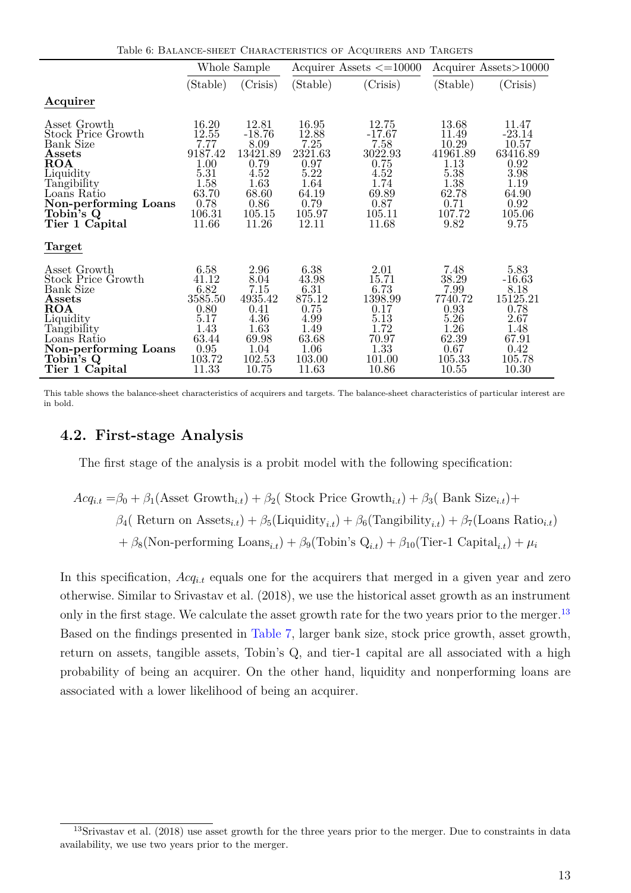Table 6: Balance-sheet Characteristics of Acquirers and Targets

| | Whole Sample | | Acquirer Assets <=10000 | | Acquirer Assets>10000 | |
|---|---|---|---|---|---|---|
| | (Stable) | (Crisis) | (Stable) | (Crisis) | (Stable) | (Crisis) |
| **Acquirer** | | | | | | |
| Asset Growth | 16.20 | 12.81 | 16.95 | 12.75 | 13.68 | 11.47 |
| Stock Price Growth | 12.55 | -18.76 | 12.88 | -17.67 | 11.49 | -23.14 |
| Bank Size | 7.77 | 8.09 | 7.25 | 7.58 | 10.29 | 10.57 |
| **Assets** | 9187.42 | 13421.89 | 2321.63 | 3022.93 | 41961.89 | 63416.89 |
| **ROA** | 1.00 | 0.79 | 0.97 | 0.75 | 1.13 | 0.92 |
| Liquidity | 5.31 | 4.52 | 5.22 | 4.52 | 5.38 | 3.98 |
| Tangibility | 1.58 | 1.63 | 1.64 | 1.74 | 1.38 | 1.19 |
| Loans Ratio | 63.70 | 68.60 | 64.19 | 69.89 | 62.78 | 64.90 |
| **Non-performing Loans** | 0.78 | 0.86 | 0.79 | 0.87 | 0.71 | 0.92 |
| **Tobin's Q** | 106.31 | 105.15 | 105.97 | 105.11 | 107.72 | 105.06 |
| **Tier 1 Capital** | 11.66 | 11.26 | 12.11 | 11.68 | 9.82 | 9.75 |
| **Target** | | | | | | |
| Asset Growth | 6.58 | 2.96 | 6.38 | 2.01 | 7.48 | 5.83 |
| Stock Price Growth | 41.12 | 8.04 | 43.98 | 15.71 | 38.29 | -16.63 |
| Bank Size | 6.82 | 7.15 | 6.31 | 6.73 | 7.99 | 8.18 |
| **Assets** | 3585.50 | 4935.42 | 875.12 | 1398.99 | 7740.72 | 15125.21 |
| **ROA** | 0.80 | 0.41 | 0.75 | 0.17 | 0.93 | 0.78 |
| Liquidity | 5.17 | 4.36 | 4.99 | 5.13 | 5.26 | 2.67 |
| Tangibility | 1.43 | 1.63 | 1.49 | 1.72 | 1.26 | 1.48 |
| Loans Ratio | 63.44 | 69.98 | 63.68 | 70.97 | 62.39 | 67.91 |
| **Non-performing Loans** | 0.95 | 1.04 | 1.06 | 1.33 | 0.67 | 0.42 |
| **Tobin's Q** | 103.72 | 102.53 | 103.00 | 101.00 | 105.33 | 105.78 |
| **Tier 1 Capital** | 11.33 | 10.75 | 11.63 | 10.86 | 10.55 | 10.30 |

This table shows the balance-sheet characteristics of acquirers and targets. The balance-sheet characteristics of particular interest are in bold.

## 4.2. First-stage Analysis

The first stage of the analysis is a probit model with the following specification:

$$
\begin{aligned}
Acq_{i.t} = &\beta_0 + \beta_1(\text{Asset Growth}_{i.t}) + \beta_2(\text{ Stock Price Growth}_{i.t}) + \beta_3(\text{ Bank Size}_{i.t}) + \\
&\beta_4(\text{ Return on Assets}_{i.t}) + \beta_5(\text{Liquidity}_{i.t}) + \beta_6(\text{Tangibility}_{i.t}) + \beta_7(\text{Loans Ratio}_{i.t}) \\
&+ \beta_8(\text{Non-performing Loans}_{i.t}) + \beta_9(\text{Tobin's Q}_{i.t}) + \beta_{10}(\text{Tier-1 Capital}_{i.t}) + \mu_i
\end{aligned}
$$

In this specification, $Acq_{i.t}$ equals one for the acquirers that merged in a given year and zero otherwise. Similar to Srivastav et al. (2018), we use the historical asset growth as an instrument only in the first stage. We calculate the asset growth rate for the two years prior to the merger.[13] Based on the findings presented in Table 7, larger bank size, stock price growth, asset growth, return on assets, tangible assets, Tobin's Q, and tier-1 capital are all associated with a high probability of being an acquirer. On the other hand, liquidity and nonperforming loans are associated with a lower likelihood of being an acquirer.

[13] Srivastav et al. (2018) use asset growth for the three years prior to the merger. Due to constraints in data availability, we use two years prior to the merger.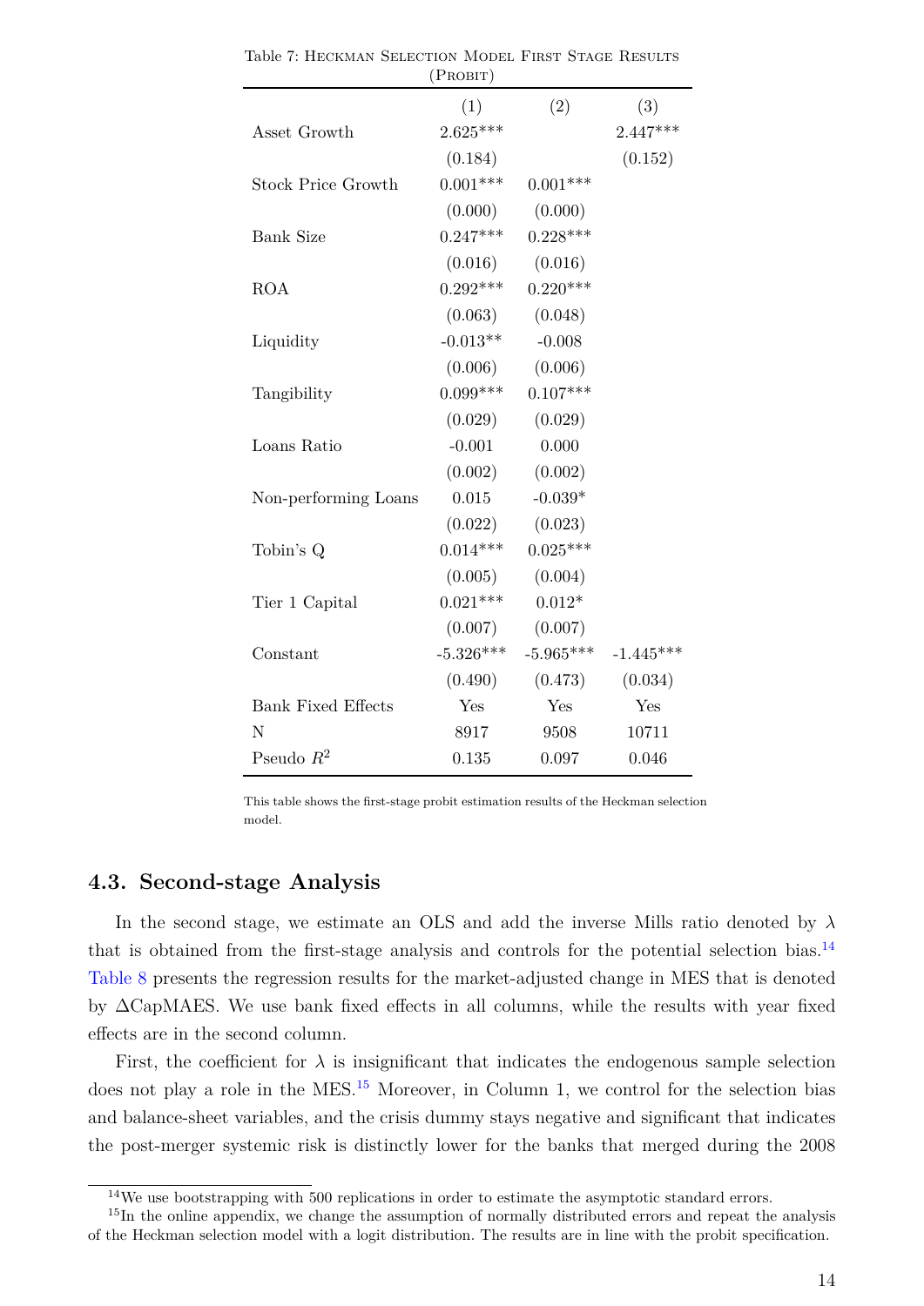Table 7: Heckman Selection Model First Stage Results (Probit)

| | (1) | (2) | (3) |
|---|---|---|---|
| Asset Growth | 2.625*** | | 2.447*** |
| | (0.184) | | (0.152) |
| Stock Price Growth | 0.001*** | 0.001*** | |
| | (0.000) | (0.000) | |
| Bank Size | 0.247*** | 0.228*** | |
| | (0.016) | (0.016) | |
| ROA | 0.292*** | 0.220*** | |
| | (0.063) | (0.048) | |
| Liquidity | -0.013** | -0.008 | |
| | (0.006) | (0.006) | |
| Tangibility | 0.099*** | 0.107*** | |
| | (0.029) | (0.029) | |
| Loans Ratio | -0.001 | 0.000 | |
| | (0.002) | (0.002) | |
| Non-performing Loans | 0.015 | -0.039* | |
| | (0.022) | (0.023) | |
| Tobin's Q | 0.014*** | 0.025*** | |
| | (0.005) | (0.004) | |
| Tier 1 Capital | 0.021*** | 0.012* | |
| | (0.007) | (0.007) | |
| Constant | -5.326*** | -5.965*** | -1.445*** |
| | (0.490) | (0.473) | (0.034) |
| Bank Fixed Effects | Yes | Yes | Yes |
| N | 8917 | 9508 | 10711 |
| Pseudo $R^2$ | 0.135 | 0.097 | 0.046 |

This table shows the first-stage probit estimation results of the Heckman selection model.

### 4.3. Second-stage Analysis

In the second stage, we estimate an OLS and add the inverse Mills ratio denoted by $\lambda$ that is obtained from the first-stage analysis and controls for the potential selection bias.[14] Table 8 presents the regression results for the market-adjusted change in MES that is denoted by $\Delta$CapMAES. We use bank fixed effects in all columns, while the results with year fixed effects are in the second column.

First, the coefficient for $\lambda$ is insignificant that indicates the endogenous sample selection does not play a role in the MES.[15] Moreover, in Column 1, we control for the selection bias and balance-sheet variables, and the crisis dummy stays negative and significant that indicates the post-merger systemic risk is distinctly lower for the banks that merged during the 2008

[14] We use bootstrapping with 500 replications in order to estimate the asymptotic standard errors.

[15] In the online appendix, we change the assumption of normally distributed errors and repeat the analysis of the Heckman selection model with a logit distribution. The results are in line with the probit specification.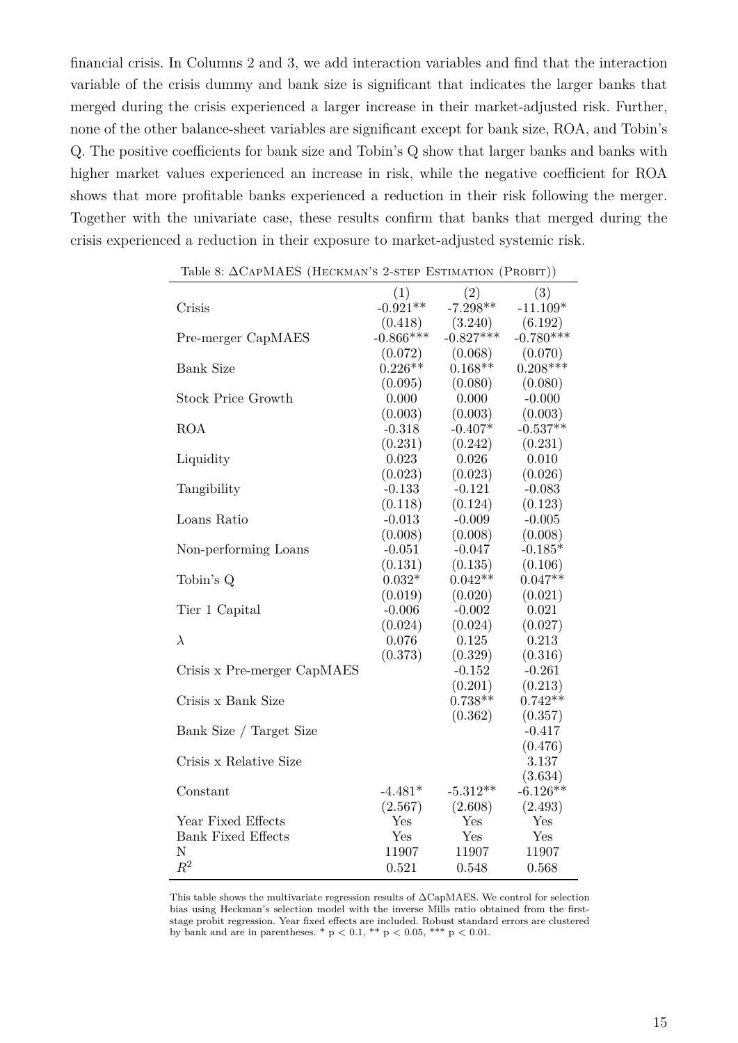financial crisis. In Columns 2 and 3, we add interaction variables and find that the interaction variable of the crisis dummy and bank size is significant that indicates the larger banks that merged during the crisis experienced a larger increase in their market-adjusted risk. Further, none of the other balance-sheet variables are significant except for bank size, ROA, and Tobin's Q. The positive coefficients for bank size and Tobin's Q show that larger banks and banks with higher market values experienced an increase in risk, while the negative coefficient for ROA shows that more profitable banks experienced a reduction in their risk following the merger. Together with the univariate case, these results confirm that banks that merged during the crisis experienced a reduction in their exposure to market-adjusted systemic risk.

Table 8: ΔCapMAES (Heckman's 2-step Estimation (Probit))

| | (1) | (2) | (3) |
|---|---|---|---|
| Crisis | -0.921** | -7.298** | -11.109* |
| | (0.418) | (3.240) | (6.192) |
| Pre-merger CapMAES | -0.866*** | -0.827*** | -0.780*** |
| | (0.072) | (0.068) | (0.070) |
| Bank Size | 0.226** | 0.168** | 0.208*** |
| | (0.095) | (0.080) | (0.080) |
| Stock Price Growth | 0.000 | 0.000 | -0.000 |
| | (0.003) | (0.003) | (0.003) |
| ROA | -0.318 | -0.407* | -0.537** |
| | (0.231) | (0.242) | (0.231) |
| Liquidity | 0.023 | 0.026 | 0.010 |
| | (0.023) | (0.023) | (0.026) |
| Tangibility | -0.133 | -0.121 | -0.083 |
| | (0.118) | (0.124) | (0.123) |
| Loans Ratio | -0.013 | -0.009 | -0.005 |
| | (0.008) | (0.008) | (0.008) |
| Non-performing Loans | -0.051 | -0.047 | -0.185* |
| | (0.131) | (0.135) | (0.106) |
| Tobin's Q | 0.032* | 0.042** | 0.047** |
| | (0.019) | (0.020) | (0.021) |
| Tier 1 Capital | -0.006 | -0.002 | 0.021 |
| | (0.024) | (0.024) | (0.027) |
| $\lambda$ | 0.076 | 0.125 | 0.213 |
| | (0.373) | (0.329) | (0.316) |
| Crisis x Pre-merger CapMAES | | -0.152 | -0.261 |
| | | (0.201) | (0.213) |
| Crisis x Bank Size | | 0.738** | 0.742** |
| | | (0.362) | (0.357) |
| Bank Size / Target Size | | | -0.417 |
| | | | (0.476) |
| Crisis x Relative Size | | | 3.137 |
| | | | (3.634) |
| Constant | -4.481* | -5.312** | -6.126** |
| | (2.567) | (2.608) | (2.493) |
| Year Fixed Effects | Yes | Yes | Yes |
| Bank Fixed Effects | Yes | Yes | Yes |
| N | 11907 | 11907 | 11907 |
| $R^2$ | 0.521 | 0.548 | 0.568 |

This table shows the multivariate regression results of ΔCapMAES. We control for selection bias using Heckman's selection model with the inverse Mills ratio obtained from the first-stage probit regression. Year fixed effects are included. Robust standard errors are clustered by bank and are in parentheses. * $p < 0.1$, ** $p < 0.05$, *** $p < 0.01$.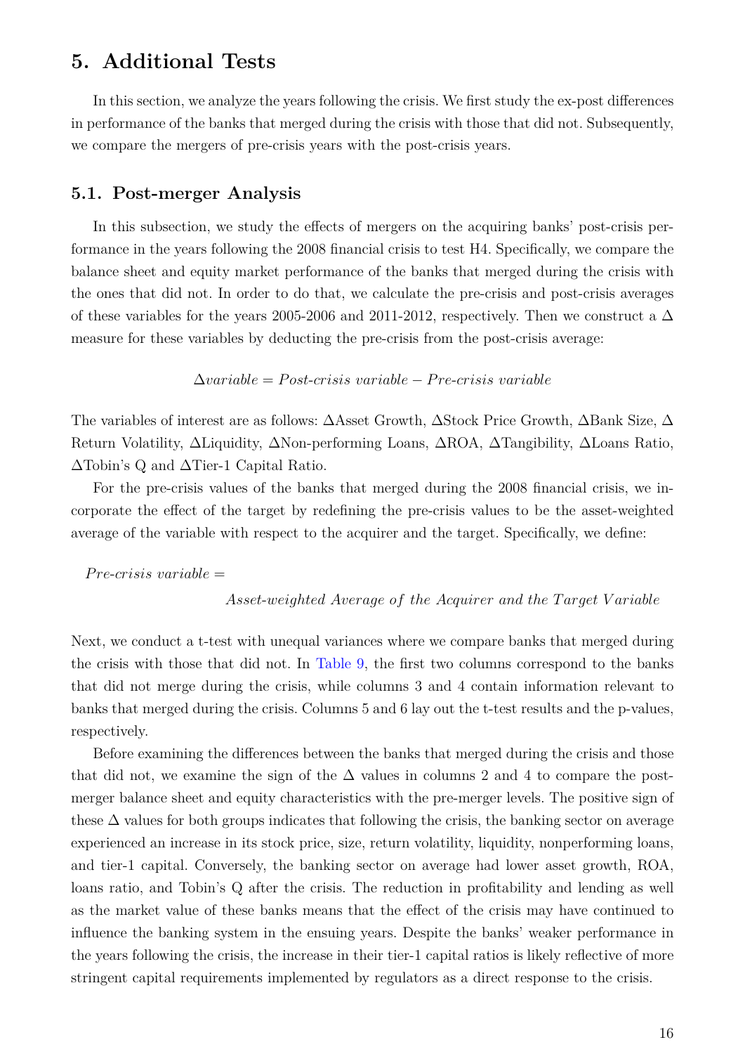# 5. Additional Tests

In this section, we analyze the years following the crisis. We first study the ex-post differences in performance of the banks that merged during the crisis with those that did not. Subsequently, we compare the mergers of pre-crisis years with the post-crisis years.

## 5.1. Post-merger Analysis

In this subsection, we study the effects of mergers on the acquiring banks' post-crisis performance in the years following the 2008 financial crisis to test H4. Specifically, we compare the balance sheet and equity market performance of the banks that merged during the crisis with the ones that did not. In order to do that, we calculate the pre-crisis and post-crisis averages of these variables for the years 2005-2006 and 2011-2012, respectively. Then we construct a $\Delta$ measure for these variables by deducting the pre-crisis from the post-crisis average:

$$\Delta variable = Post\text{-}crisis\ variable - Pre\text{-}crisis\ variable$$

The variables of interest are as follows: $\Delta$Asset Growth, $\Delta$Stock Price Growth, $\Delta$Bank Size, $\Delta$ Return Volatility, $\Delta$Liquidity, $\Delta$Non-performing Loans, $\Delta$ROA, $\Delta$Tangibility, $\Delta$Loans Ratio, $\Delta$Tobin's Q and $\Delta$Tier-1 Capital Ratio.

For the pre-crisis values of the banks that merged during the 2008 financial crisis, we incorporate the effect of the target by redefining the pre-crisis values to be the asset-weighted average of the variable with respect to the acquirer and the target. Specifically, we define:

$$Pre\text{-}crisis\ variable = \\ Asset\text{-}weighted\ Average\ of\ the\ Acquirer\ and\ the\ Target\ Variable$$

Next, we conduct a t-test with unequal variances where we compare banks that merged during the crisis with those that did not. In Table 9, the first two columns correspond to the banks that did not merge during the crisis, while columns 3 and 4 contain information relevant to banks that merged during the crisis. Columns 5 and 6 lay out the t-test results and the p-values, respectively.

Before examining the differences between the banks that merged during the crisis and those that did not, we examine the sign of the $\Delta$ values in columns 2 and 4 to compare the post-merger balance sheet and equity characteristics with the pre-merger levels. The positive sign of these $\Delta$ values for both groups indicates that following the crisis, the banking sector on average experienced an increase in its stock price, size, return volatility, liquidity, nonperforming loans, and tier-1 capital. Conversely, the banking sector on average had lower asset growth, ROA, loans ratio, and Tobin's Q after the crisis. The reduction in profitability and lending as well as the market value of these banks means that the effect of the crisis may have continued to influence the banking system in the ensuing years. Despite the banks' weaker performance in the years following the crisis, the increase in their tier-1 capital ratios is likely reflective of more stringent capital requirements implemented by regulators as a direct response to the crisis.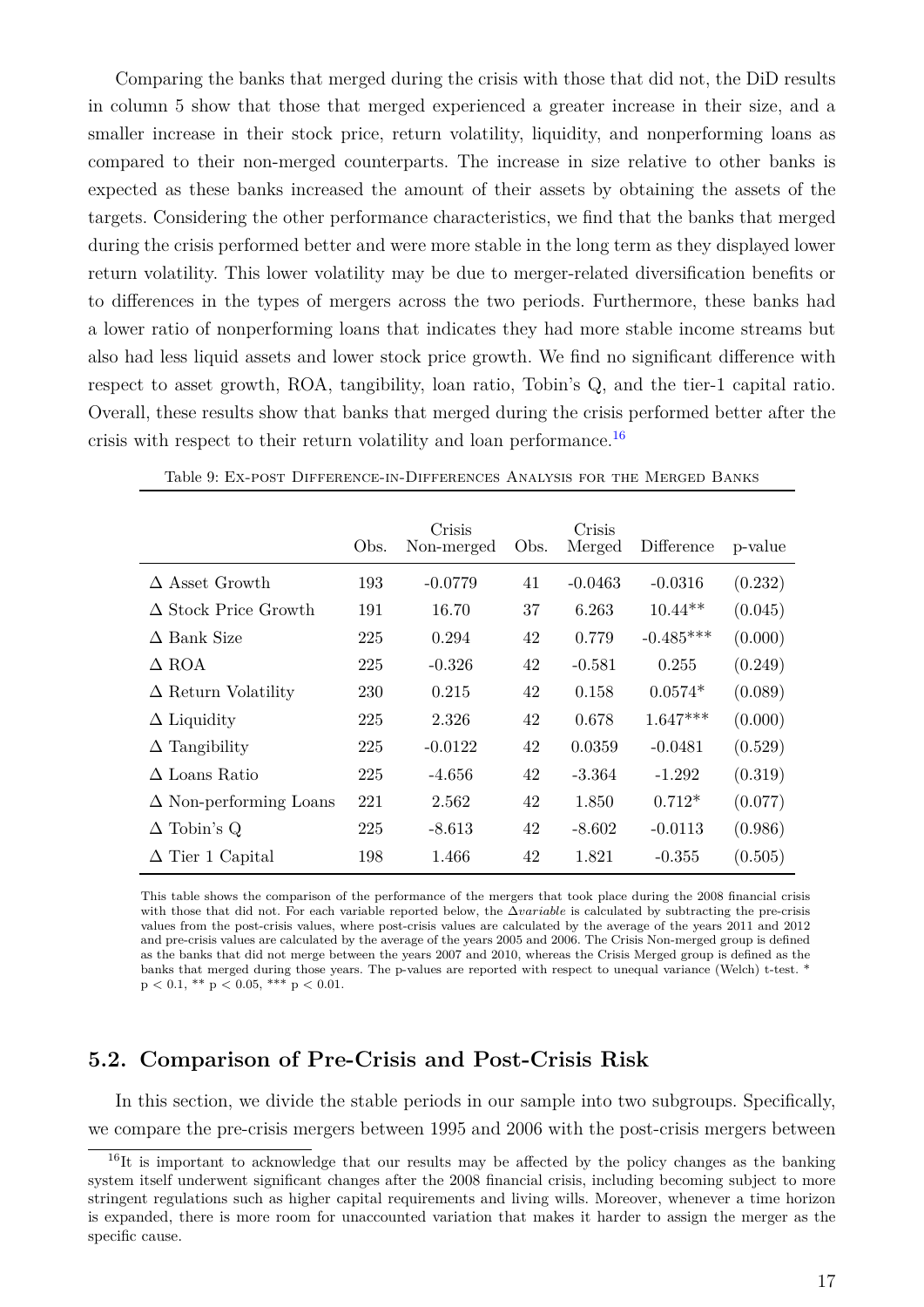Comparing the banks that merged during the crisis with those that did not, the DiD results in column 5 show that those that merged experienced a greater increase in their size, and a smaller increase in their stock price, return volatility, liquidity, and nonperforming loans as compared to their non-merged counterparts. The increase in size relative to other banks is expected as these banks increased the amount of their assets by obtaining the assets of the targets. Considering the other performance characteristics, we find that the banks that merged during the crisis performed better and were more stable in the long term as they displayed lower return volatility. This lower volatility may be due to merger-related diversification benefits or to differences in the types of mergers across the two periods. Furthermore, these banks had a lower ratio of nonperforming loans that indicates they had more stable income streams but also had less liquid assets and lower stock price growth. We find no significant difference with respect to asset growth, ROA, tangibility, loan ratio, Tobin's Q, and the tier-1 capital ratio. Overall, these results show that banks that merged during the crisis performed better after the crisis with respect to their return volatility and loan performance.[16]

Table 9: Ex-post Difference-in-Differences Analysis for the Merged Banks

| | Obs. | Crisis Non-merged | Obs. | Crisis Merged | Difference | p-value |
|---|---|---|---|---|---|---|
| Δ Asset Growth | 193 | -0.0779 | 41 | -0.0463 | -0.0316 | (0.232) |
| Δ Stock Price Growth | 191 | 16.70 | 37 | 6.263 | 10.44** | (0.045) |
| Δ Bank Size | 225 | 0.294 | 42 | 0.779 | -0.485*** | (0.000) |
| Δ ROA | 225 | -0.326 | 42 | -0.581 | 0.255 | (0.249) |
| Δ Return Volatility | 230 | 0.215 | 42 | 0.158 | 0.0574* | (0.089) |
| Δ Liquidity | 225 | 2.326 | 42 | 0.678 | 1.647*** | (0.000) |
| Δ Tangibility | 225 | -0.0122 | 42 | 0.0359 | -0.0481 | (0.529) |
| Δ Loans Ratio | 225 | -4.656 | 42 | -3.364 | -1.292 | (0.319) |
| Δ Non-performing Loans | 221 | 2.562 | 42 | 1.850 | 0.712* | (0.077) |
| Δ Tobin's Q | 225 | -8.613 | 42 | -8.602 | -0.0113 | (0.986) |
| Δ Tier 1 Capital | 198 | 1.466 | 42 | 1.821 | -0.355 | (0.505) |

This table shows the comparison of the performance of the mergers that took place during the 2008 financial crisis with those that did not. For each variable reported below, the $\Delta variable$ is calculated by subtracting the pre-crisis values from the post-crisis values, where post-crisis values are calculated by the average of the years 2011 and 2012 and pre-crisis values are calculated by the average of the years 2005 and 2006. The Crisis Non-merged group is defined as the banks that did not merge between the years 2007 and 2010, whereas the Crisis Merged group is defined as the banks that merged during those years. The p-values are reported with respect to unequal variance (Welch) t-test. * $p < 0.1$, ** $p < 0.05$, *** $p < 0.01$.

## 5.2. Comparison of Pre-Crisis and Post-Crisis Risk

In this section, we divide the stable periods in our sample into two subgroups. Specifically, we compare the pre-crisis mergers between 1995 and 2006 with the post-crisis mergers between

[16] It is important to acknowledge that our results may be affected by the policy changes as the banking system itself underwent significant changes after the 2008 financial crisis, including becoming subject to more stringent regulations such as higher capital requirements and living wills. Moreover, whenever a time horizon is expanded, there is more room for unaccounted variation that makes it harder to assign the merger as the specific cause.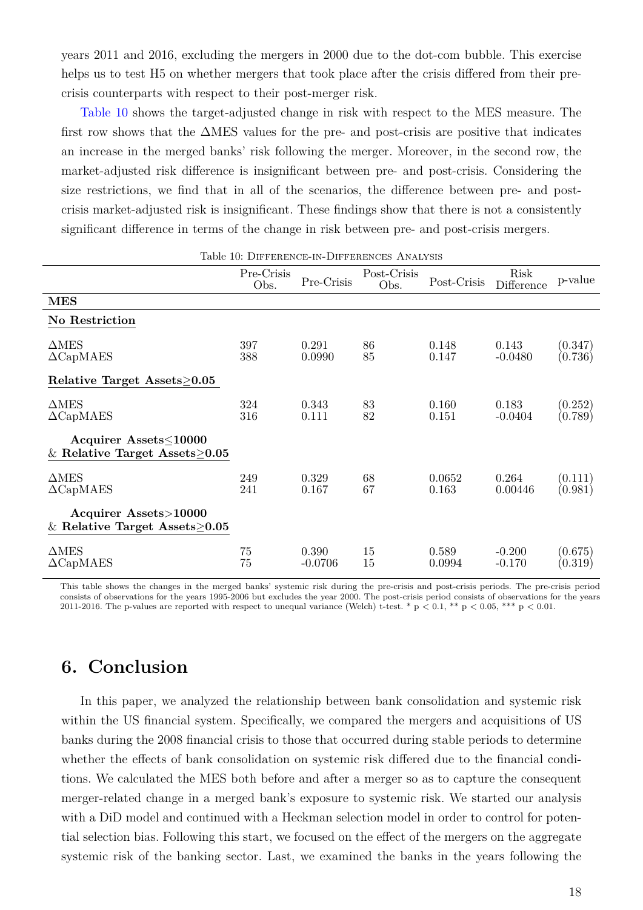years 2011 and 2016, excluding the mergers in 2000 due to the dot-com bubble. This exercise helps us to test H5 on whether mergers that took place after the crisis differed from their pre-crisis counterparts with respect to their post-merger risk.

Table 10 shows the target-adjusted change in risk with respect to the MES measure. The first row shows that the ΔMES values for the pre- and post-crisis are positive that indicates an increase in the merged banks' risk following the merger. Moreover, in the second row, the market-adjusted risk difference is insignificant between pre- and post-crisis. Considering the size restrictions, we find that in all of the scenarios, the difference between pre- and post-crisis market-adjusted risk is insignificant. These findings show that there is not a consistently significant difference in terms of the change in risk between pre- and post-crisis mergers.

Table 10: Difference-in-Differences Analysis

| | Pre-Crisis Obs. | Pre-Crisis | Post-Crisis Obs. | Post-Crisis | Risk Difference | p-value |
|---|---|---|---|---|---|---|
| **MES** | | | | | | |
| **No Restriction** | | | | | | |
| ΔMES | 397 | 0.291 | 86 | 0.148 | 0.143 | (0.347) |
| ΔCapMAES | 388 | 0.0990 | 85 | 0.147 | -0.0480 | (0.736) |
| **Relative Target Assets≥0.05** | | | | | | |
| ΔMES | 324 | 0.343 | 83 | 0.160 | 0.183 | (0.252) |
| ΔCapMAES | 316 | 0.111 | 82 | 0.151 | -0.0404 | (0.789) |
| **Acquirer Assets≤10000 & Relative Target Assets≥0.05** | | | | | | |
| ΔMES | 249 | 0.329 | 68 | 0.0652 | 0.264 | (0.111) |
| ΔCapMAES | 241 | 0.167 | 67 | 0.163 | 0.00446 | (0.981) |
| **Acquirer Assets>10000 & Relative Target Assets≥0.05** | | | | | | |
| ΔMES | 75 | 0.390 | 15 | 0.589 | -0.200 | (0.675) |
| ΔCapMAES | 75 | -0.0706 | 15 | 0.0994 | -0.170 | (0.319) |

This table shows the changes in the merged banks' systemic risk during the pre-crisis and post-crisis periods. The pre-crisis period consists of observations for the years 1995-2006 but excludes the year 2000. The post-crisis period consists of observations for the years 2011-2016. The p-values are reported with respect to unequal variance (Welch) t-test. * $p < 0.1$, ** $p < 0.05$, *** $p < 0.01$.

## 6. Conclusion

In this paper, we analyzed the relationship between bank consolidation and systemic risk within the US financial system. Specifically, we compared the mergers and acquisitions of US banks during the 2008 financial crisis to those that occurred during stable periods to determine whether the effects of bank consolidation on systemic risk differed due to the financial conditions. We calculated the MES both before and after a merger so as to capture the consequent merger-related change in a merged bank's exposure to systemic risk. We started our analysis with a DiD model and continued with a Heckman selection model in order to control for potential selection bias. Following this start, we focused on the effect of the mergers on the aggregate systemic risk of the banking sector. Last, we examined the banks in the years following the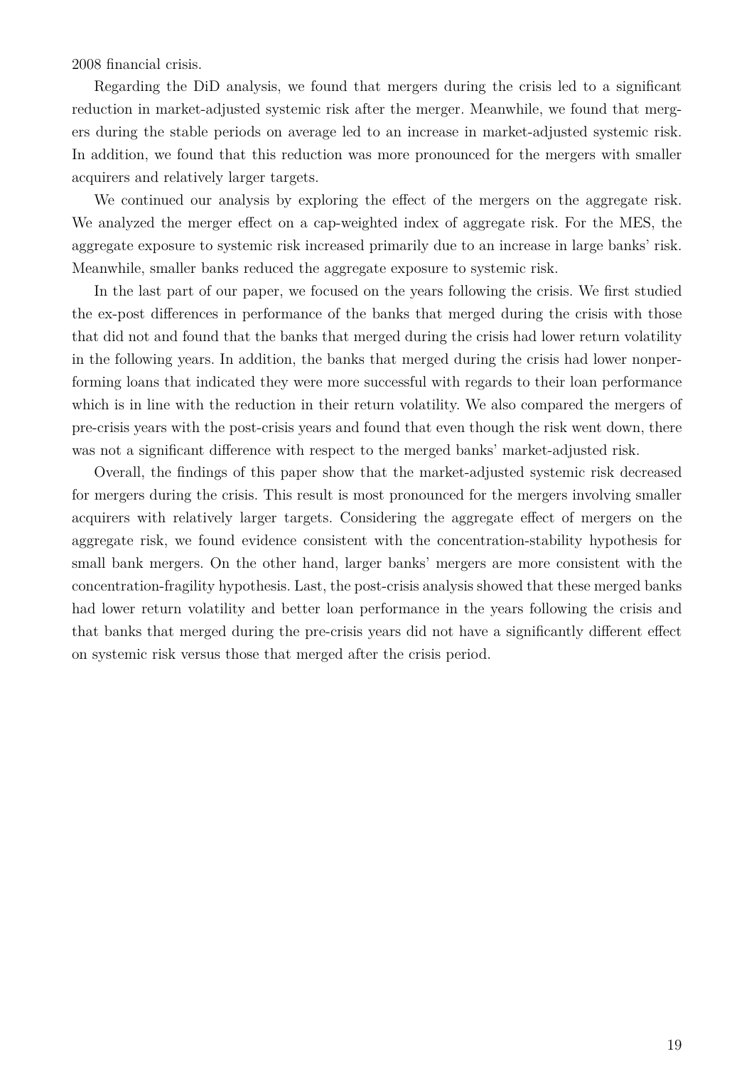2008 financial crisis.

Regarding the DiD analysis, we found that mergers during the crisis led to a significant reduction in market-adjusted systemic risk after the merger. Meanwhile, we found that mergers during the stable periods on average led to an increase in market-adjusted systemic risk. In addition, we found that this reduction was more pronounced for the mergers with smaller acquirers and relatively larger targets.

We continued our analysis by exploring the effect of the mergers on the aggregate risk. We analyzed the merger effect on a cap-weighted index of aggregate risk. For the MES, the aggregate exposure to systemic risk increased primarily due to an increase in large banks' risk. Meanwhile, smaller banks reduced the aggregate exposure to systemic risk.

In the last part of our paper, we focused on the years following the crisis. We first studied the ex-post differences in performance of the banks that merged during the crisis with those that did not and found that the banks that merged during the crisis had lower return volatility in the following years. In addition, the banks that merged during the crisis had lower nonperforming loans that indicated they were more successful with regards to their loan performance which is in line with the reduction in their return volatility. We also compared the mergers of pre-crisis years with the post-crisis years and found that even though the risk went down, there was not a significant difference with respect to the merged banks' market-adjusted risk.

Overall, the findings of this paper show that the market-adjusted systemic risk decreased for mergers during the crisis. This result is most pronounced for the mergers involving smaller acquirers with relatively larger targets. Considering the aggregate effect of mergers on the aggregate risk, we found evidence consistent with the concentration-stability hypothesis for small bank mergers. On the other hand, larger banks' mergers are more consistent with the concentration-fragility hypothesis. Last, the post-crisis analysis showed that these merged banks had lower return volatility and better loan performance in the years following the crisis and that banks that merged during the pre-crisis years did not have a significantly different effect on systemic risk versus those that merged after the crisis period.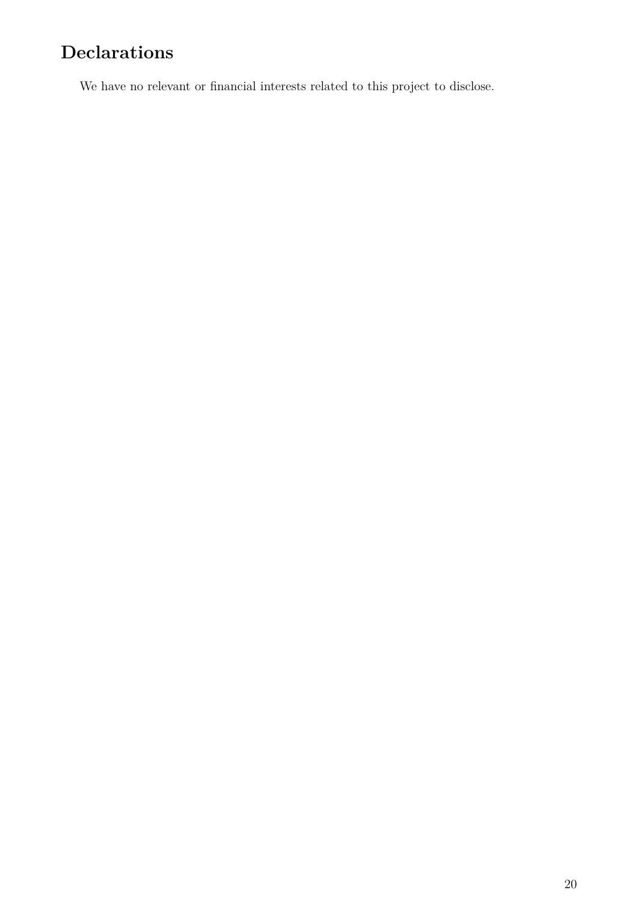# Declarations

We have no relevant or financial interests related to this project to disclose.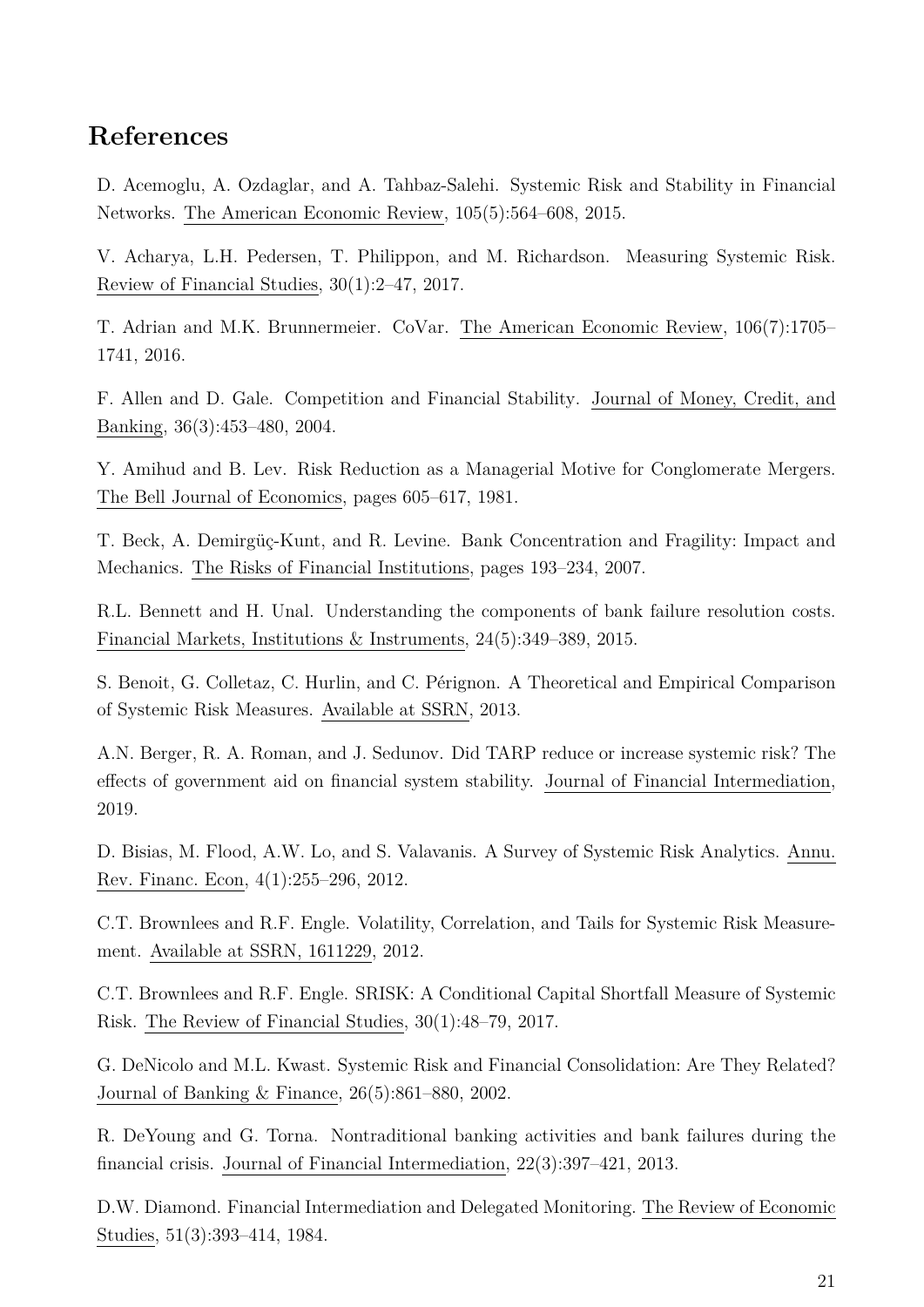## References

D. Acemoglu, A. Ozdaglar, and A. Tahbaz-Salehi. Systemic Risk and Stability in Financial Networks. The American Economic Review, 105(5):564–608, 2015.

V. Acharya, L.H. Pedersen, T. Philippon, and M. Richardson. Measuring Systemic Risk. Review of Financial Studies, 30(1):2–47, 2017.

T. Adrian and M.K. Brunnermeier. CoVar. The American Economic Review, 106(7):1705–1741, 2016.

F. Allen and D. Gale. Competition and Financial Stability. Journal of Money, Credit, and Banking, 36(3):453–480, 2004.

Y. Amihud and B. Lev. Risk Reduction as a Managerial Motive for Conglomerate Mergers. The Bell Journal of Economics, pages 605–617, 1981.

T. Beck, A. Demirgüç-Kunt, and R. Levine. Bank Concentration and Fragility: Impact and Mechanics. The Risks of Financial Institutions, pages 193–234, 2007.

R.L. Bennett and H. Unal. Understanding the components of bank failure resolution costs. Financial Markets, Institutions & Instruments, 24(5):349–389, 2015.

S. Benoit, G. Colletaz, C. Hurlin, and C. Pérignon. A Theoretical and Empirical Comparison of Systemic Risk Measures. Available at SSRN, 2013.

A.N. Berger, R. A. Roman, and J. Sedunov. Did TARP reduce or increase systemic risk? The effects of government aid on financial system stability. Journal of Financial Intermediation, 2019.

D. Bisias, M. Flood, A.W. Lo, and S. Valavanis. A Survey of Systemic Risk Analytics. Annu. Rev. Financ. Econ, 4(1):255–296, 2012.

C.T. Brownlees and R.F. Engle. Volatility, Correlation, and Tails for Systemic Risk Measurement. Available at SSRN, 1611229, 2012.

C.T. Brownlees and R.F. Engle. SRISK: A Conditional Capital Shortfall Measure of Systemic Risk. The Review of Financial Studies, 30(1):48–79, 2017.

G. DeNicolo and M.L. Kwast. Systemic Risk and Financial Consolidation: Are They Related? Journal of Banking & Finance, 26(5):861–880, 2002.

R. DeYoung and G. Torna. Nontraditional banking activities and bank failures during the financial crisis. Journal of Financial Intermediation, 22(3):397–421, 2013.

D.W. Diamond. Financial Intermediation and Delegated Monitoring. The Review of Economic Studies, 51(3):393–414, 1984.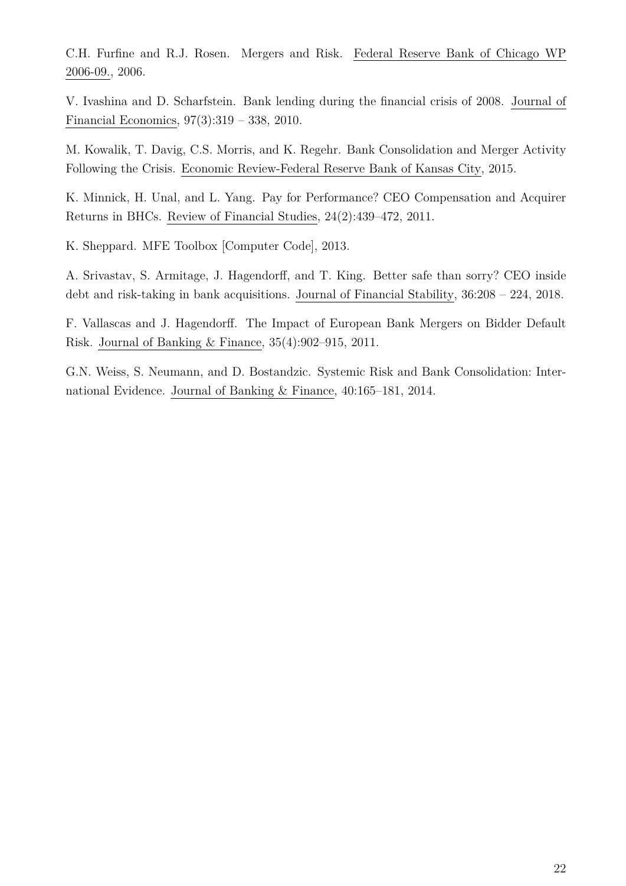C.H. Furfine and R.J. Rosen. Mergers and Risk. Federal Reserve Bank of Chicago WP 2006-09., 2006.

V. Ivashina and D. Scharfstein. Bank lending during the financial crisis of 2008. Journal of Financial Economics, 97(3):319 – 338, 2010.

M. Kowalik, T. Davig, C.S. Morris, and K. Regehr. Bank Consolidation and Merger Activity Following the Crisis. Economic Review-Federal Reserve Bank of Kansas City, 2015.

K. Minnick, H. Unal, and L. Yang. Pay for Performance? CEO Compensation and Acquirer Returns in BHCs. Review of Financial Studies, 24(2):439–472, 2011.

K. Sheppard. MFE Toolbox [Computer Code], 2013.

A. Srivastav, S. Armitage, J. Hagendorff, and T. King. Better safe than sorry? CEO inside debt and risk-taking in bank acquisitions. Journal of Financial Stability, 36:208 – 224, 2018.

F. Vallascas and J. Hagendorff. The Impact of European Bank Mergers on Bidder Default Risk. Journal of Banking & Finance, 35(4):902–915, 2011.

G.N. Weiss, S. Neumann, and D. Bostandzic. Systemic Risk and Bank Consolidation: International Evidence. Journal of Banking & Finance, 40:165–181, 2014.